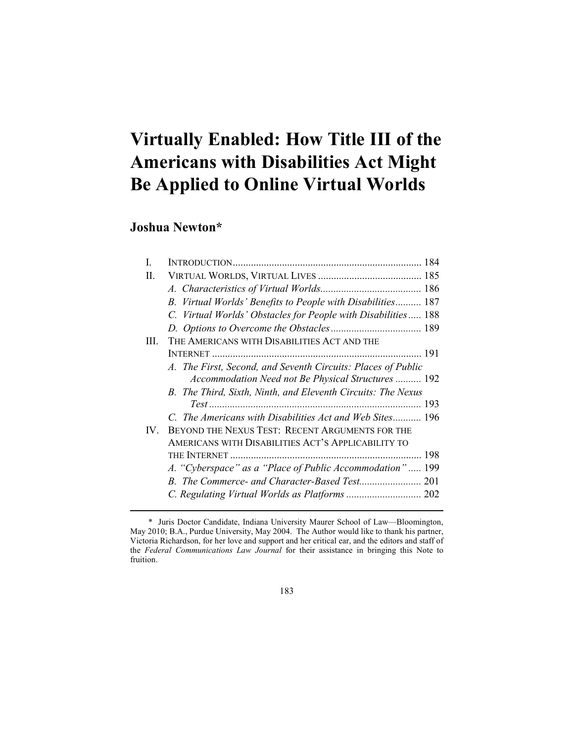# Virtually Enabled: How Title III of the Americans with Disabilities Act Might Be Applied to Online Virtual Worlds

## Joshua Newton*

| | | |
|---|---|---|
| I. | INTRODUCTION | 184 |
| II. | VIRTUAL WORLDS, VIRTUAL LIVES | 185 |
| | *A. Characteristics of Virtual Worlds* | 186 |
| | *B. Virtual Worlds' Benefits to People with Disabilities* | 187 |
| | *C. Virtual Worlds' Obstacles for People with Disabilities* | 188 |
| | *D. Options to Overcome the Obstacles* | 189 |
| III. | THE AMERICANS WITH DISABILITIES ACT AND THE INTERNET | 191 |
| | *A. The First, Second, and Seventh Circuits: Places of Public Accommodation Need not Be Physical Structures* | 192 |
| | *B. The Third, Sixth, Ninth, and Eleventh Circuits: The Nexus Test* | 193 |
| | *C. The Americans with Disabilities Act and Web Sites* | 196 |
| IV. | BEYOND THE NEXUS TEST: RECENT ARGUMENTS FOR THE AMERICANS WITH DISABILITIES ACT'S APPLICABILITY TO THE INTERNET | 198 |
| | *A. "Cyberspace" as a "Place of Public Accommodation"* | 199 |
| | *B. The Commerce- and Character-Based Test* | 201 |
| | *C. Regulating Virtual Worlds as Platforms* | 202 |

---

\* Juris Doctor Candidate, Indiana University Maurer School of Law—Bloomington, May 2010; B.A., Purdue University, May 2004. The Author would like to thank his partner, Victoria Richardson, for her love and support and her critical ear, and the editors and staff of the *Federal Communications Law Journal* for their assistance in bringing this Note to fruition.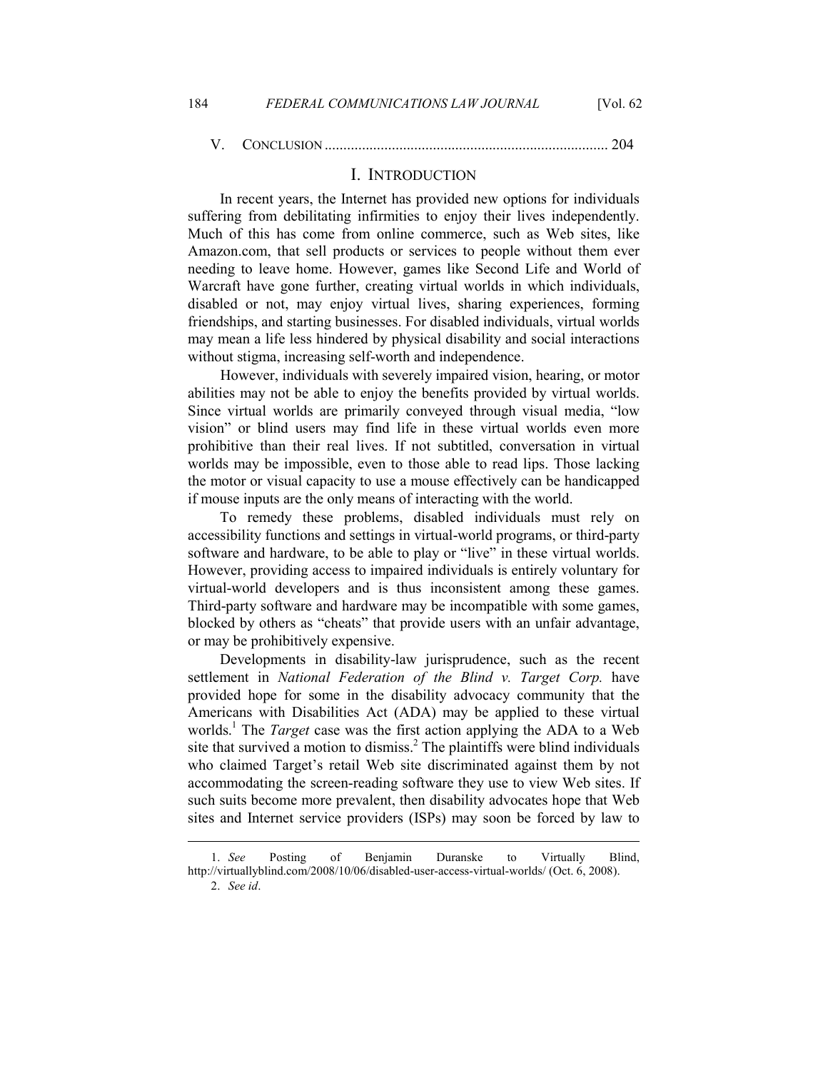V. CONCLUSION ........................................................................... 204

## I. INTRODUCTION

In recent years, the Internet has provided new options for individuals suffering from debilitating infirmities to enjoy their lives independently. Much of this has come from online commerce, such as Web sites, like Amazon.com, that sell products or services to people without them ever needing to leave home. However, games like Second Life and World of Warcraft have gone further, creating virtual worlds in which individuals, disabled or not, may enjoy virtual lives, sharing experiences, forming friendships, and starting businesses. For disabled individuals, virtual worlds may mean a life less hindered by physical disability and social interactions without stigma, increasing self-worth and independence.

However, individuals with severely impaired vision, hearing, or motor abilities may not be able to enjoy the benefits provided by virtual worlds. Since virtual worlds are primarily conveyed through visual media, "low vision" or blind users may find life in these virtual worlds even more prohibitive than their real lives. If not subtitled, conversation in virtual worlds may be impossible, even to those able to read lips. Those lacking the motor or visual capacity to use a mouse effectively can be handicapped if mouse inputs are the only means of interacting with the world.

To remedy these problems, disabled individuals must rely on accessibility functions and settings in virtual-world programs, or third-party software and hardware, to be able to play or "live" in these virtual worlds. However, providing access to impaired individuals is entirely voluntary for virtual-world developers and is thus inconsistent among these games. Third-party software and hardware may be incompatible with some games, blocked by others as "cheats" that provide users with an unfair advantage, or may be prohibitively expensive.

Developments in disability-law jurisprudence, such as the recent settlement in *National Federation of the Blind v. Target Corp.* have provided hope for some in the disability advocacy community that the Americans with Disabilities Act (ADA) may be applied to these virtual worlds.[1] The *Target* case was the first action applying the ADA to a Web site that survived a motion to dismiss.[2] The plaintiffs were blind individuals who claimed Target's retail Web site discriminated against them by not accommodating the screen-reading software they use to view Web sites. If such suits become more prevalent, then disability advocates hope that Web sites and Internet service providers (ISPs) may soon be forced by law to

---

1. *See* Posting of Benjamin Duranske to Virtually Blind, http://virtuallyblind.com/2008/10/06/disabled-user-access-virtual-worlds/ (Oct. 6, 2008).

2. *See id*.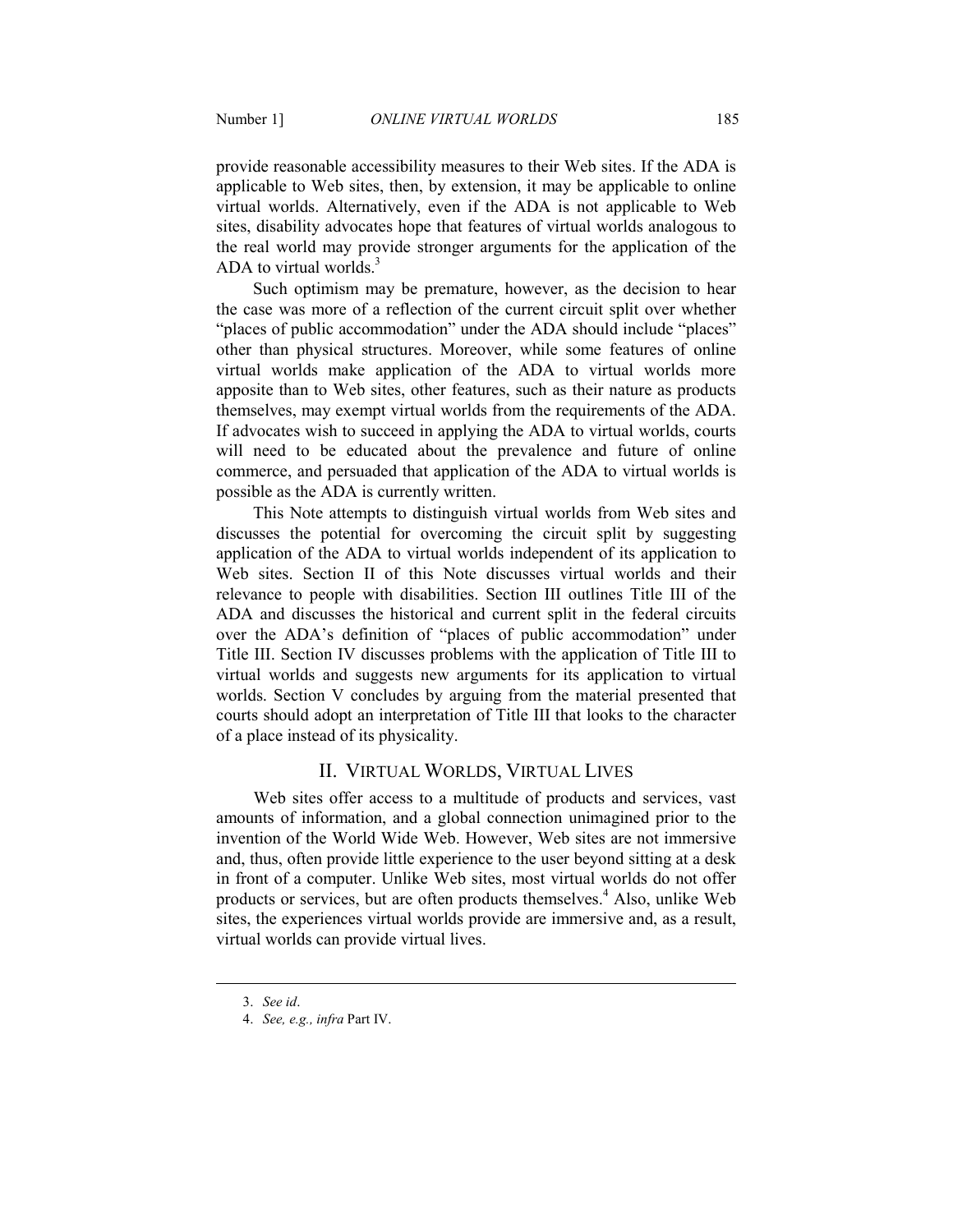provide reasonable accessibility measures to their Web sites. If the ADA is applicable to Web sites, then, by extension, it may be applicable to online virtual worlds. Alternatively, even if the ADA is not applicable to Web sites, disability advocates hope that features of virtual worlds analogous to the real world may provide stronger arguments for the application of the ADA to virtual worlds.[3]

Such optimism may be premature, however, as the decision to hear the case was more of a reflection of the current circuit split over whether "places of public accommodation" under the ADA should include "places" other than physical structures. Moreover, while some features of online virtual worlds make application of the ADA to virtual worlds more apposite than to Web sites, other features, such as their nature as products themselves, may exempt virtual worlds from the requirements of the ADA. If advocates wish to succeed in applying the ADA to virtual worlds, courts will need to be educated about the prevalence and future of online commerce, and persuaded that application of the ADA to virtual worlds is possible as the ADA is currently written.

This Note attempts to distinguish virtual worlds from Web sites and discusses the potential for overcoming the circuit split by suggesting application of the ADA to virtual worlds independent of its application to Web sites. Section II of this Note discusses virtual worlds and their relevance to people with disabilities. Section III outlines Title III of the ADA and discusses the historical and current split in the federal circuits over the ADA's definition of "places of public accommodation" under Title III. Section IV discusses problems with the application of Title III to virtual worlds and suggests new arguments for its application to virtual worlds. Section V concludes by arguing from the material presented that courts should adopt an interpretation of Title III that looks to the character of a place instead of its physicality.

## II. VIRTUAL WORLDS, VIRTUAL LIVES

Web sites offer access to a multitude of products and services, vast amounts of information, and a global connection unimagined prior to the invention of the World Wide Web. However, Web sites are not immersive and, thus, often provide little experience to the user beyond sitting at a desk in front of a computer. Unlike Web sites, most virtual worlds do not offer products or services, but are often products themselves.[4] Also, unlike Web sites, the experiences virtual worlds provide are immersive and, as a result, virtual worlds can provide virtual lives.

---

3. *See id*.

4. *See, e.g., infra* Part IV.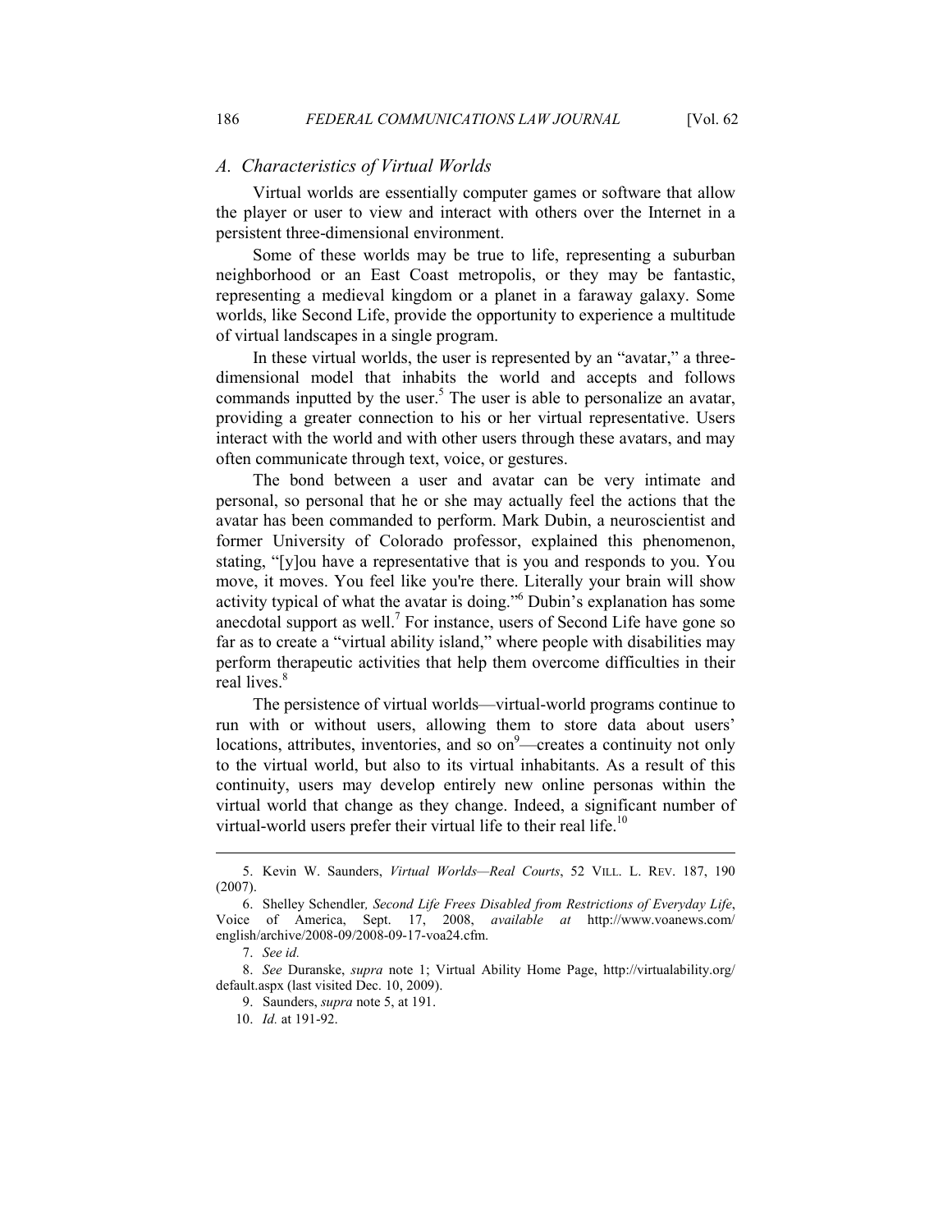### *A. Characteristics of Virtual Worlds*

Virtual worlds are essentially computer games or software that allow the player or user to view and interact with others over the Internet in a persistent three-dimensional environment.

Some of these worlds may be true to life, representing a suburban neighborhood or an East Coast metropolis, or they may be fantastic, representing a medieval kingdom or a planet in a faraway galaxy. Some worlds, like Second Life, provide the opportunity to experience a multitude of virtual landscapes in a single program.

In these virtual worlds, the user is represented by an "avatar," a three-dimensional model that inhabits the world and accepts and follows commands inputted by the user.[5] The user is able to personalize an avatar, providing a greater connection to his or her virtual representative. Users interact with the world and with other users through these avatars, and may often communicate through text, voice, or gestures.

The bond between a user and avatar can be very intimate and personal, so personal that he or she may actually feel the actions that the avatar has been commanded to perform. Mark Dubin, a neuroscientist and former University of Colorado professor, explained this phenomenon, stating, "[y]ou have a representative that is you and responds to you. You move, it moves. You feel like you're there. Literally your brain will show activity typical of what the avatar is doing."[6] Dubin's explanation has some anecdotal support as well.[7] For instance, users of Second Life have gone so far as to create a "virtual ability island," where people with disabilities may perform therapeutic activities that help them overcome difficulties in their real lives.[8]

The persistence of virtual worlds—virtual-world programs continue to run with or without users, allowing them to store data about users' locations, attributes, inventories, and so on[9]—creates a continuity not only to the virtual world, but also to its virtual inhabitants. As a result of this continuity, users may develop entirely new online personas within the virtual world that change as they change. Indeed, a significant number of virtual-world users prefer their virtual life to their real life.[10]

---

5. Kevin W. Saunders, *Virtual Worlds—Real Courts*, 52 VILL. L. REV. 187, 190 (2007).

6. Shelley Schendler*, Second Life Frees Disabled from Restrictions of Everyday Life*, Voice of America, Sept. 17, 2008, *available at* http://www.voanews.com/english/archive/2008-09/2008-09-17-voa24.cfm.

7. *See id.*

8. *See* Duranske, *supra* note 1; Virtual Ability Home Page, http://virtualability.org/default.aspx (last visited Dec. 10, 2009).

9. Saunders, *supra* note 5, at 191.

10. *Id.* at 191-92.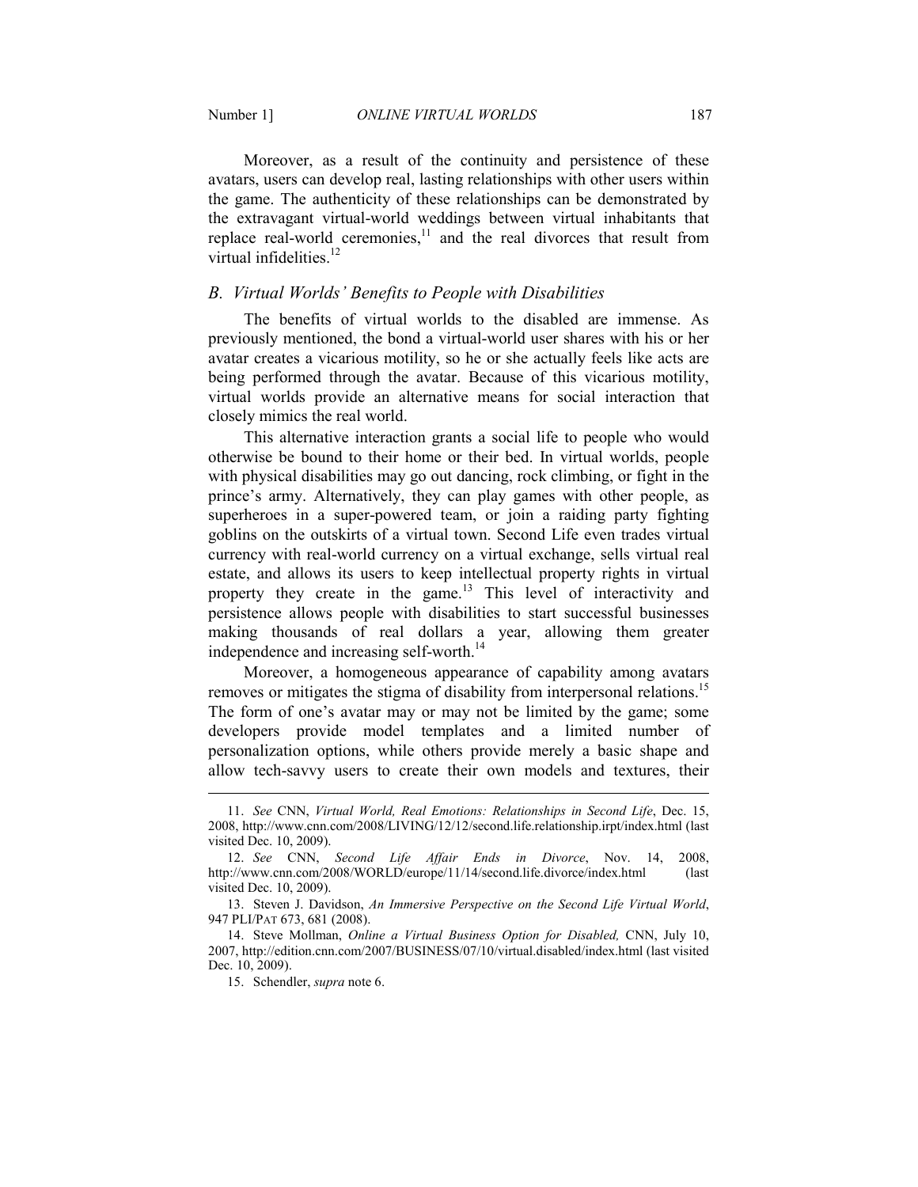Moreover, as a result of the continuity and persistence of these avatars, users can develop real, lasting relationships with other users within the game. The authenticity of these relationships can be demonstrated by the extravagant virtual-world weddings between virtual inhabitants that replace real-world ceremonies,[11] and the real divorces that result from virtual infidelities.[12]

### *B. Virtual Worlds' Benefits to People with Disabilities*

The benefits of virtual worlds to the disabled are immense. As previously mentioned, the bond a virtual-world user shares with his or her avatar creates a vicarious motility, so he or she actually feels like acts are being performed through the avatar. Because of this vicarious motility, virtual worlds provide an alternative means for social interaction that closely mimics the real world.

This alternative interaction grants a social life to people who would otherwise be bound to their home or their bed. In virtual worlds, people with physical disabilities may go out dancing, rock climbing, or fight in the prince's army. Alternatively, they can play games with other people, as superheroes in a super-powered team, or join a raiding party fighting goblins on the outskirts of a virtual town. Second Life even trades virtual currency with real-world currency on a virtual exchange, sells virtual real estate, and allows its users to keep intellectual property rights in virtual property they create in the game.[13] This level of interactivity and persistence allows people with disabilities to start successful businesses making thousands of real dollars a year, allowing them greater independence and increasing self-worth.[14]

Moreover, a homogeneous appearance of capability among avatars removes or mitigates the stigma of disability from interpersonal relations.[15] The form of one's avatar may or may not be limited by the game; some developers provide model templates and a limited number of personalization options, while others provide merely a basic shape and allow tech-savvy users to create their own models and textures, their

---

11. *See* CNN, *Virtual World, Real Emotions: Relationships in Second Life*, Dec. 15, 2008, http://www.cnn.com/2008/LIVING/12/12/second.life.relationship.irpt/index.html (last visited Dec. 10, 2009).

12. *See* CNN, *Second Life Affair Ends in Divorce*, Nov. 14, 2008, http://www.cnn.com/2008/WORLD/europe/11/14/second.life.divorce/index.html (last visited Dec. 10, 2009).

13. Steven J. Davidson, *An Immersive Perspective on the Second Life Virtual World*, 947 PLI/PAT 673, 681 (2008).

14. Steve Mollman, *Online a Virtual Business Option for Disabled,* CNN, July 10, 2007, http://edition.cnn.com/2007/BUSINESS/07/10/virtual.disabled/index.html (last visited Dec. 10, 2009).

15. Schendler, *supra* note 6.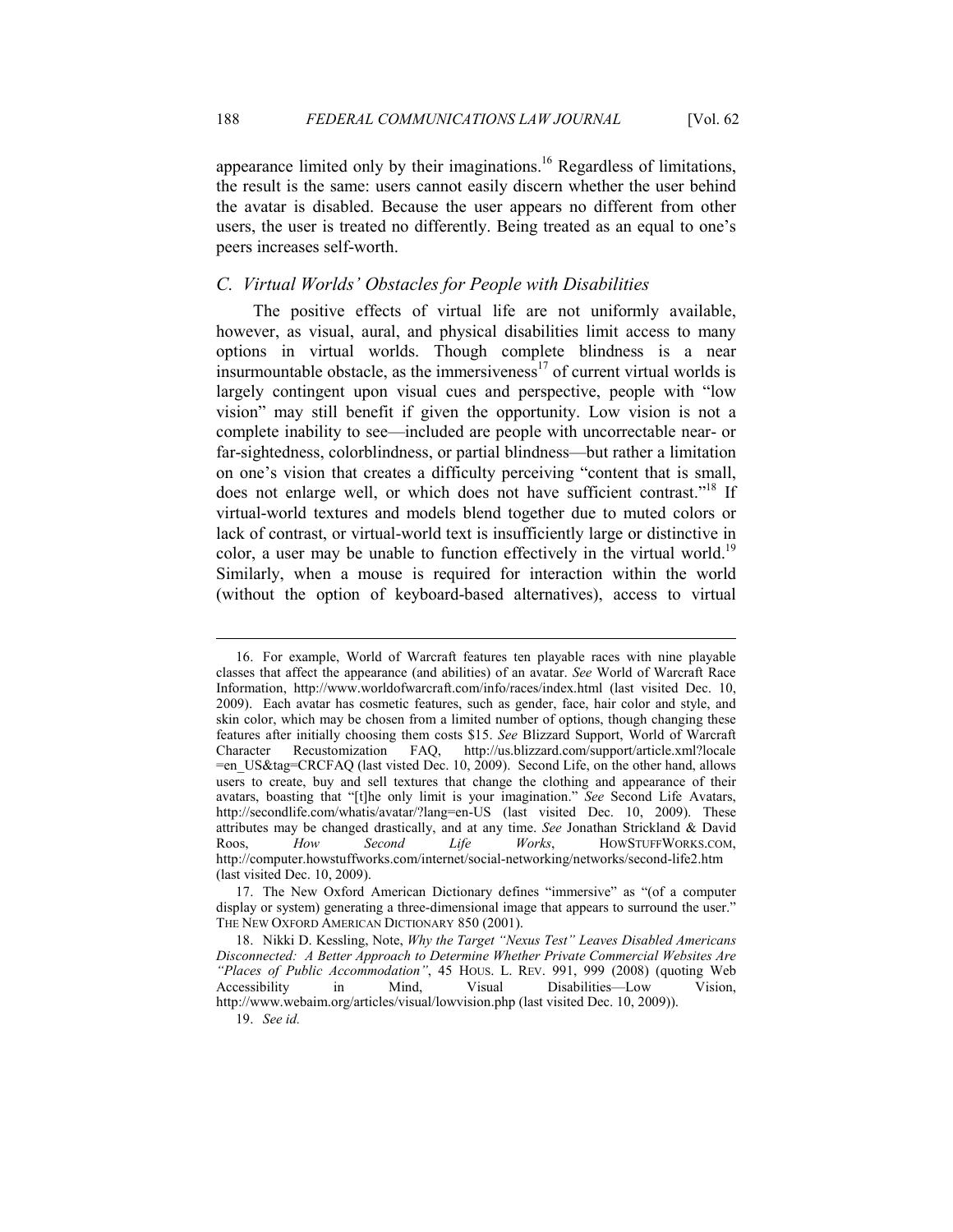appearance limited only by their imaginations.[16] Regardless of limitations, the result is the same: users cannot easily discern whether the user behind the avatar is disabled. Because the user appears no different from other users, the user is treated no differently. Being treated as an equal to one's peers increases self-worth.

### *C. Virtual Worlds' Obstacles for People with Disabilities*

The positive effects of virtual life are not uniformly available, however, as visual, aural, and physical disabilities limit access to many options in virtual worlds. Though complete blindness is a near insurmountable obstacle, as the immersiveness[17] of current virtual worlds is largely contingent upon visual cues and perspective, people with "low vision" may still benefit if given the opportunity. Low vision is not a complete inability to see—included are people with uncorrectable near- or far-sightedness, colorblindness, or partial blindness—but rather a limitation on one's vision that creates a difficulty perceiving "content that is small, does not enlarge well, or which does not have sufficient contrast."[18] If virtual-world textures and models blend together due to muted colors or lack of contrast, or virtual-world text is insufficiently large or distinctive in color, a user may be unable to function effectively in the virtual world.[19] Similarly, when a mouse is required for interaction within the world (without the option of keyboard-based alternatives), access to virtual

---

16. For example, World of Warcraft features ten playable races with nine playable classes that affect the appearance (and abilities) of an avatar. *See* World of Warcraft Race Information, http://www.worldofwarcraft.com/info/races/index.html (last visited Dec. 10, 2009). Each avatar has cosmetic features, such as gender, face, hair color and style, and skin color, which may be chosen from a limited number of options, though changing these features after initially choosing them costs $15. *See* Blizzard Support, World of Warcraft Character Recustomization FAQ, http://us.blizzard.com/support/article.xml?locale=en_US&tag=CRCFAQ (last visted Dec. 10, 2009). Second Life, on the other hand, allows users to create, buy and sell textures that change the clothing and appearance of their avatars, boasting that "[t]he only limit is your imagination." *See* Second Life Avatars, http://secondlife.com/whatis/avatar/?lang=en-US (last visited Dec. 10, 2009). These attributes may be changed drastically, and at any time. *See* Jonathan Strickland & David Roos, *How Second Life Works*, HOWSTUFFWORKS.COM, http://computer.howstuffworks.com/internet/social-networking/networks/second-life2.htm (last visited Dec. 10, 2009).

17. The New Oxford American Dictionary defines "immersive" as "(of a computer display or system) generating a three-dimensional image that appears to surround the user." THE NEW OXFORD AMERICAN DICTIONARY 850 (2001).

18. Nikki D. Kessling, Note, *Why the Target "Nexus Test" Leaves Disabled Americans Disconnected: A Better Approach to Determine Whether Private Commercial Websites Are "Places of Public Accommodation"*, 45 HOUS. L. REV. 991, 999 (2008) (quoting Web Accessibility in Mind, Visual Disabilities—Low Vision, http://www.webaim.org/articles/visual/lowvision.php (last visited Dec. 10, 2009)).

19. *See id.*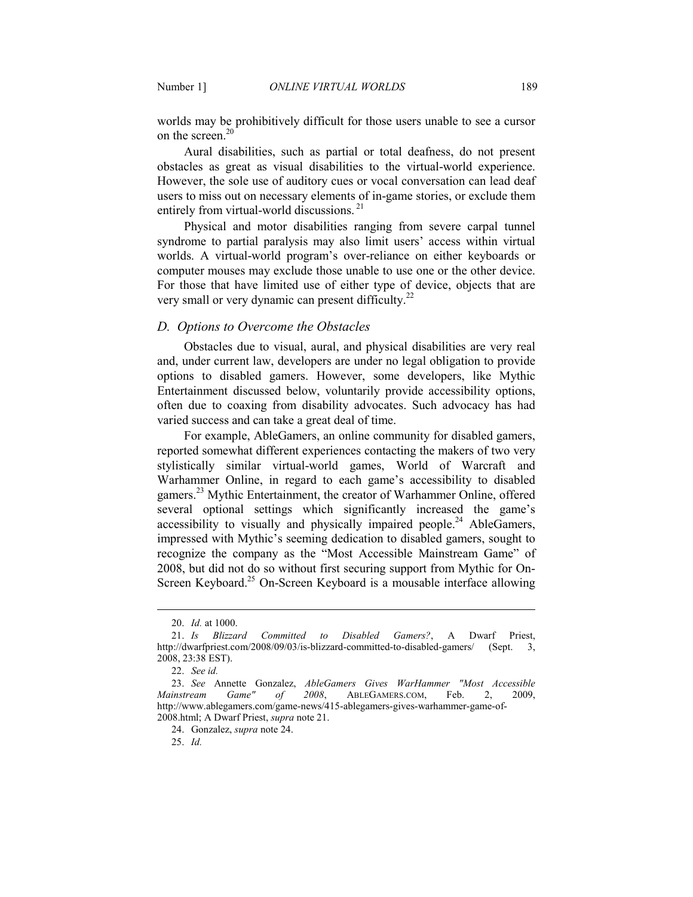worlds may be prohibitively difficult for those users unable to see a cursor on the screen.[20]

Aural disabilities, such as partial or total deafness, do not present obstacles as great as visual disabilities to the virtual-world experience. However, the sole use of auditory cues or vocal conversation can lead deaf users to miss out on necessary elements of in-game stories, or exclude them entirely from virtual-world discussions.[21]

Physical and motor disabilities ranging from severe carpal tunnel syndrome to partial paralysis may also limit users' access within virtual worlds. A virtual-world program's over-reliance on either keyboards or computer mouses may exclude those unable to use one or the other device. For those that have limited use of either type of device, objects that are very small or very dynamic can present difficulty.[22]

### *D. Options to Overcome the Obstacles*

Obstacles due to visual, aural, and physical disabilities are very real and, under current law, developers are under no legal obligation to provide options to disabled gamers. However, some developers, like Mythic Entertainment discussed below, voluntarily provide accessibility options, often due to coaxing from disability advocates. Such advocacy has had varied success and can take a great deal of time.

For example, AbleGamers, an online community for disabled gamers, reported somewhat different experiences contacting the makers of two very stylistically similar virtual-world games, World of Warcraft and Warhammer Online, in regard to each game's accessibility to disabled gamers.[23] Mythic Entertainment, the creator of Warhammer Online, offered several optional settings which significantly increased the game's accessibility to visually and physically impaired people.[24] AbleGamers, impressed with Mythic's seeming dedication to disabled gamers, sought to recognize the company as the "Most Accessible Mainstream Game" of 2008, but did not do so without first securing support from Mythic for On-Screen Keyboard.[25] On-Screen Keyboard is a mousable interface allowing

---

20. *Id.* at 1000.

21. *Is Blizzard Committed to Disabled Gamers?*, A Dwarf Priest, http://dwarfpriest.com/2008/09/03/is-blizzard-committed-to-disabled-gamers/ (Sept. 3, 2008, 23:38 EST).

22. *See id.*

23. *See* Annette Gonzalez, *AbleGamers Gives WarHammer "Most Accessible Mainstream Game" of 2008*, ABLEGAMERS.COM, Feb. 2, 2009, http://www.ablegamers.com/game-news/415-ablegamers-gives-warhammer-game-of-2008.html; A Dwarf Priest, *supra* note 21.

24. Gonzalez, *supra* note 24.

25. *Id.*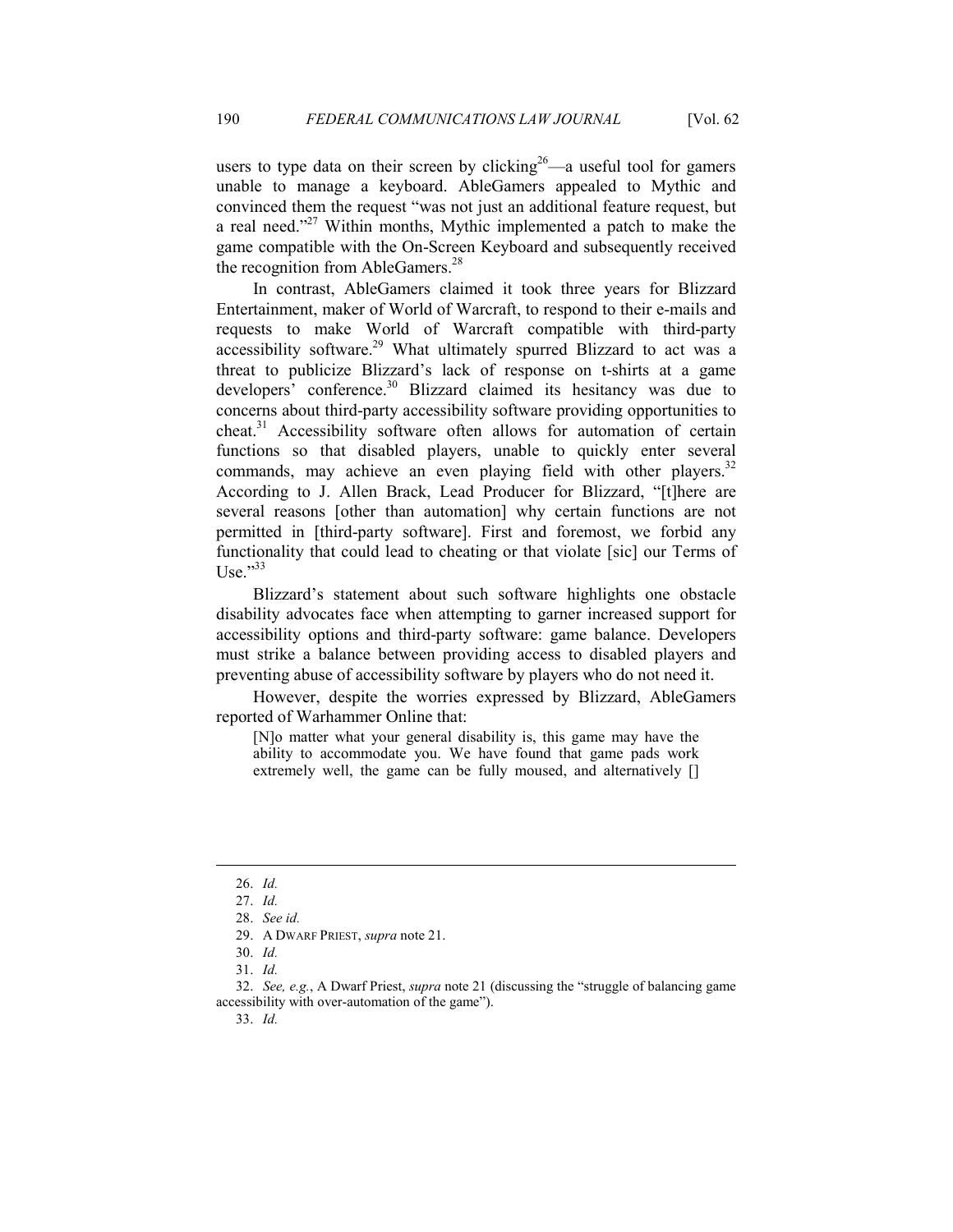users to type data on their screen by clicking[26]—a useful tool for gamers unable to manage a keyboard. AbleGamers appealed to Mythic and convinced them the request "was not just an additional feature request, but a real need."[27] Within months, Mythic implemented a patch to make the game compatible with the On-Screen Keyboard and subsequently received the recognition from AbleGamers.[28]

In contrast, AbleGamers claimed it took three years for Blizzard Entertainment, maker of World of Warcraft, to respond to their e-mails and requests to make World of Warcraft compatible with third-party accessibility software.[29] What ultimately spurred Blizzard to act was a threat to publicize Blizzard's lack of response on t-shirts at a game developers' conference.[30] Blizzard claimed its hesitancy was due to concerns about third-party accessibility software providing opportunities to cheat.[31] Accessibility software often allows for automation of certain functions so that disabled players, unable to quickly enter several commands, may achieve an even playing field with other players.[32] According to J. Allen Brack, Lead Producer for Blizzard, "[t]here are several reasons [other than automation] why certain functions are not permitted in [third-party software]. First and foremost, we forbid any functionality that could lead to cheating or that violate [sic] our Terms of Use."[33]

Blizzard's statement about such software highlights one obstacle disability advocates face when attempting to garner increased support for accessibility options and third-party software: game balance. Developers must strike a balance between providing access to disabled players and preventing abuse of accessibility software by players who do not need it.

However, despite the worries expressed by Blizzard, AbleGamers reported of Warhammer Online that:

> [N]o matter what your general disability is, this game may have the ability to accommodate you. We have found that game pads work extremely well, the game can be fully moused, and alternatively []

---

26. *Id.*

27. *Id.*

28. *See id.*

29. A DWARF PRIEST, *supra* note 21.

30. *Id.*

31. *Id.*

32. *See, e.g.*, A Dwarf Priest, *supra* note 21 (discussing the "struggle of balancing game accessibility with over-automation of the game").

33. *Id.*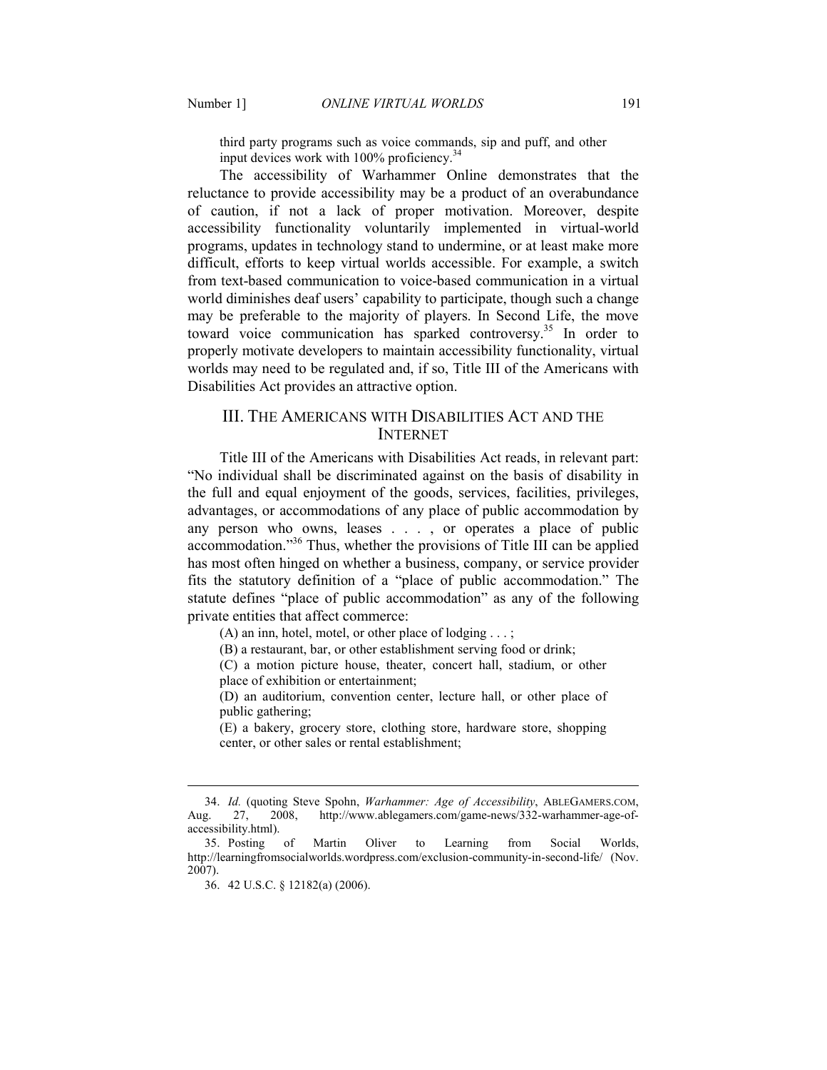> third party programs such as voice commands, sip and puff, and other input devices work with 100% proficiency.[34]

The accessibility of Warhammer Online demonstrates that the reluctance to provide accessibility may be a product of an overabundance of caution, if not a lack of proper motivation. Moreover, despite accessibility functionality voluntarily implemented in virtual-world programs, updates in technology stand to undermine, or at least make more difficult, efforts to keep virtual worlds accessible. For example, a switch from text-based communication to voice-based communication in a virtual world diminishes deaf users' capability to participate, though such a change may be preferable to the majority of players. In Second Life, the move toward voice communication has sparked controversy.[35] In order to properly motivate developers to maintain accessibility functionality, virtual worlds may need to be regulated and, if so, Title III of the Americans with Disabilities Act provides an attractive option.

## III. THE AMERICANS WITH DISABILITIES ACT AND THE INTERNET

Title III of the Americans with Disabilities Act reads, in relevant part: "No individual shall be discriminated against on the basis of disability in the full and equal enjoyment of the goods, services, facilities, privileges, advantages, or accommodations of any place of public accommodation by any person who owns, leases . . . , or operates a place of public accommodation."[36] Thus, whether the provisions of Title III can be applied has most often hinged on whether a business, company, or service provider fits the statutory definition of a "place of public accommodation." The statute defines "place of public accommodation" as any of the following private entities that affect commerce:

> (A) an inn, hotel, motel, or other place of lodging . . . ;
>
> (B) a restaurant, bar, or other establishment serving food or drink;
>
> (C) a motion picture house, theater, concert hall, stadium, or other place of exhibition or entertainment;
>
> (D) an auditorium, convention center, lecture hall, or other place of public gathering;
>
> (E) a bakery, grocery store, clothing store, hardware store, shopping center, or other sales or rental establishment;

---

34. *Id.* (quoting Steve Spohn, *Warhammer: Age of Accessibility*, ABLEGAMERS.COM, Aug. 27, 2008, http://www.ablegamers.com/game-news/332-warhammer-age-of-accessibility.html).

35. Posting of Martin Oliver to Learning from Social Worlds, http://learningfromsocialworlds.wordpress.com/exclusion-community-in-second-life/ (Nov. 2007).

36. 42 U.S.C. § 12182(a) (2006).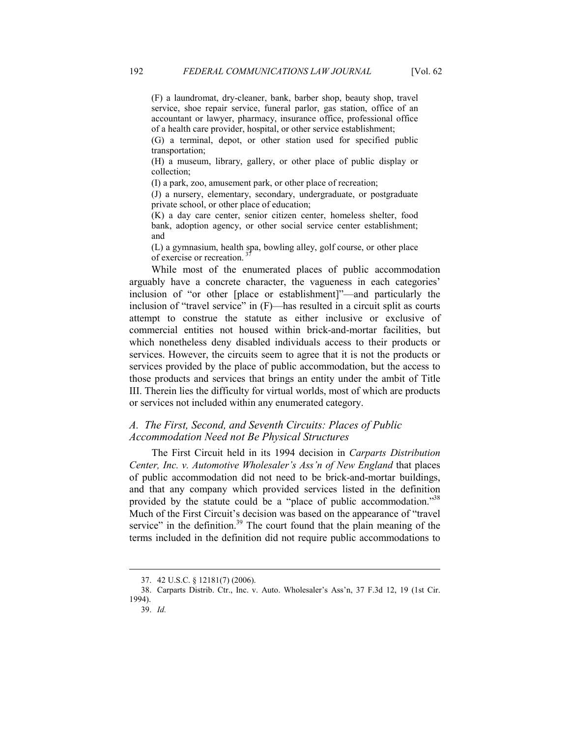(F) a laundromat, dry-cleaner, bank, barber shop, beauty shop, travel service, shoe repair service, funeral parlor, gas station, office of an accountant or lawyer, pharmacy, insurance office, professional office of a health care provider, hospital, or other service establishment;

(G) a terminal, depot, or other station used for specified public transportation;

(H) a museum, library, gallery, or other place of public display or collection;

(I) a park, zoo, amusement park, or other place of recreation;

(J) a nursery, elementary, secondary, undergraduate, or postgraduate private school, or other place of education;

(K) a day care center, senior citizen center, homeless shelter, food bank, adoption agency, or other social service center establishment; and

(L) a gymnasium, health spa, bowling alley, golf course, or other place of exercise or recreation.[37]

While most of the enumerated places of public accommodation arguably have a concrete character, the vagueness in each categories' inclusion of "or other [place or establishment]"—and particularly the inclusion of "travel service" in (F)—has resulted in a circuit split as courts attempt to construe the statute as either inclusive or exclusive of commercial entities not housed within brick-and-mortar facilities, but which nonetheless deny disabled individuals access to their products or services. However, the circuits seem to agree that it is not the products or services provided by the place of public accommodation, but the access to those products and services that brings an entity under the ambit of Title III. Therein lies the difficulty for virtual worlds, most of which are products or services not included within any enumerated category.

### *A. The First, Second, and Seventh Circuits: Places of Public Accommodation Need not Be Physical Structures*

The First Circuit held in its 1994 decision in *Carparts Distribution Center, Inc. v. Automotive Wholesaler's Ass'n of New England* that places of public accommodation did not need to be brick-and-mortar buildings, and that any company which provided services listed in the definition provided by the statute could be a "place of public accommodation."[38] Much of the First Circuit's decision was based on the appearance of "travel service" in the definition.[39] The court found that the plain meaning of the terms included in the definition did not require public accommodations to

---

37. 42 U.S.C. § 12181(7) (2006).

38. Carparts Distrib. Ctr., Inc. v. Auto. Wholesaler's Ass'n, 37 F.3d 12, 19 (1st Cir. 1994).

39. *Id.*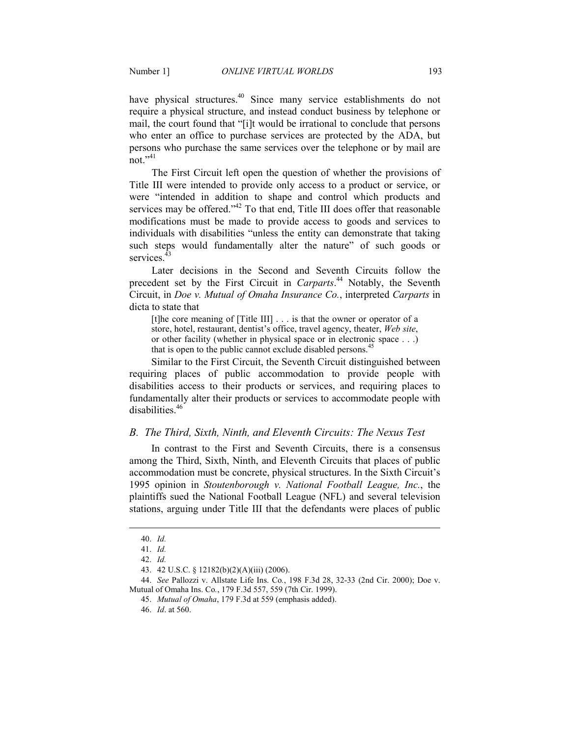have physical structures.[40] Since many service establishments do not require a physical structure, and instead conduct business by telephone or mail, the court found that "[i]t would be irrational to conclude that persons who enter an office to purchase services are protected by the ADA, but persons who purchase the same services over the telephone or by mail are not."[41]

The First Circuit left open the question of whether the provisions of Title III were intended to provide only access to a product or service, or were "intended in addition to shape and control which products and services may be offered."[42] To that end, Title III does offer that reasonable modifications must be made to provide access to goods and services to individuals with disabilities "unless the entity can demonstrate that taking such steps would fundamentally alter the nature" of such goods or services.[43]

Later decisions in the Second and Seventh Circuits follow the precedent set by the First Circuit in *Carparts*.[44] Notably, the Seventh Circuit, in *Doe v. Mutual of Omaha Insurance Co.*, interpreted *Carparts* in dicta to state that

> [t]he core meaning of [Title III] . . . is that the owner or operator of a store, hotel, restaurant, dentist's office, travel agency, theater, *Web site*, or other facility (whether in physical space or in electronic space . . .) that is open to the public cannot exclude disabled persons.[45]

Similar to the First Circuit, the Seventh Circuit distinguished between requiring places of public accommodation to provide people with disabilities access to their products or services, and requiring places to fundamentally alter their products or services to accommodate people with disabilities.[46]

### *B. The Third, Sixth, Ninth, and Eleventh Circuits: The Nexus Test*

In contrast to the First and Seventh Circuits, there is a consensus among the Third, Sixth, Ninth, and Eleventh Circuits that places of public accommodation must be concrete, physical structures. In the Sixth Circuit's 1995 opinion in *Stoutenborough v. National Football League, Inc.*, the plaintiffs sued the National Football League (NFL) and several television stations, arguing under Title III that the defendants were places of public

---

40. *Id.*

41. *Id.*

42. *Id.*

43. 42 U.S.C. § 12182(b)(2)(A)(iii) (2006).

44. *See* Pallozzi v. Allstate Life Ins. Co., 198 F.3d 28, 32-33 (2nd Cir. 2000); Doe v. Mutual of Omaha Ins. Co., 179 F.3d 557, 559 (7th Cir. 1999).

45. *Mutual of Omaha*, 179 F.3d at 559 (emphasis added).

46. *Id*. at 560.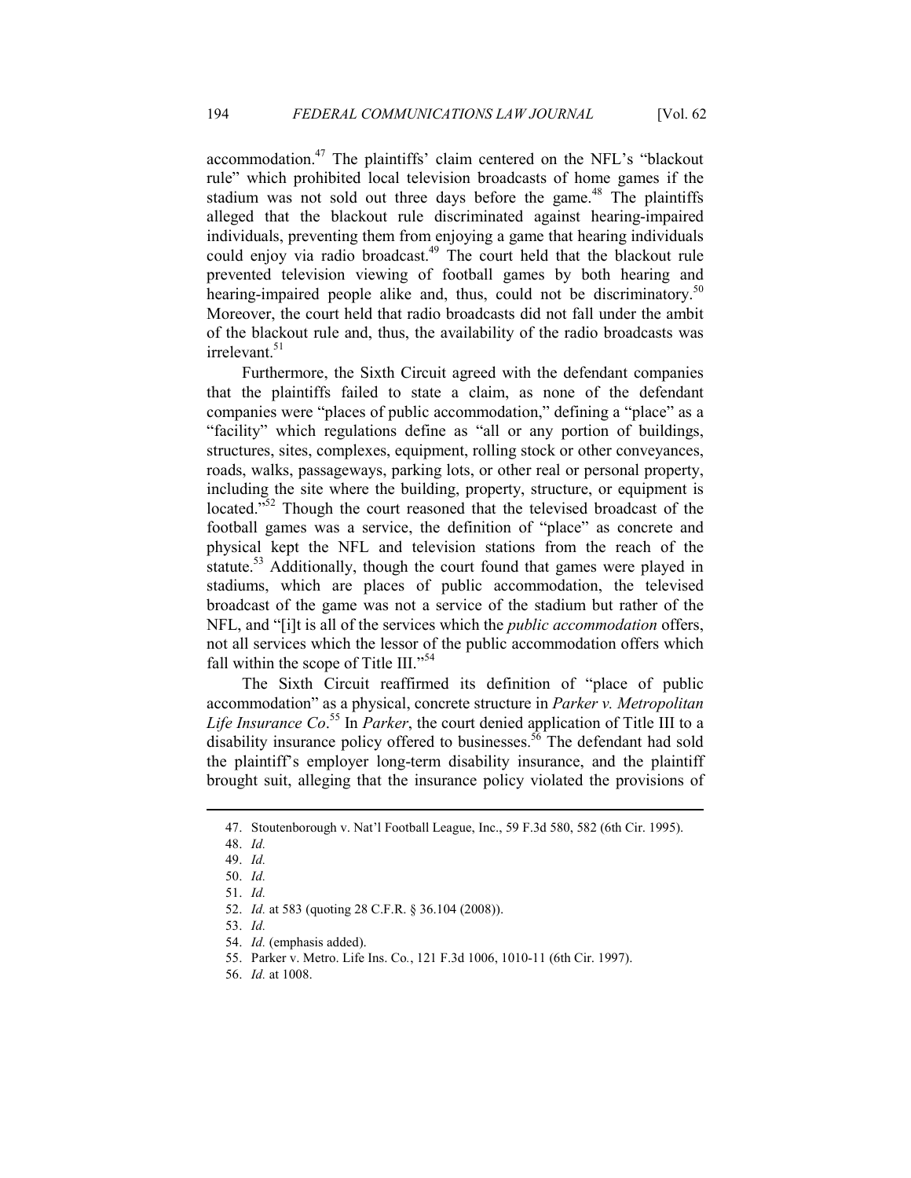accommodation.[47] The plaintiffs' claim centered on the NFL's "blackout rule" which prohibited local television broadcasts of home games if the stadium was not sold out three days before the game.[48] The plaintiffs alleged that the blackout rule discriminated against hearing-impaired individuals, preventing them from enjoying a game that hearing individuals could enjoy via radio broadcast.[49] The court held that the blackout rule prevented television viewing of football games by both hearing and hearing-impaired people alike and, thus, could not be discriminatory.[50] Moreover, the court held that radio broadcasts did not fall under the ambit of the blackout rule and, thus, the availability of the radio broadcasts was irrelevant.[51]

Furthermore, the Sixth Circuit agreed with the defendant companies that the plaintiffs failed to state a claim, as none of the defendant companies were "places of public accommodation," defining a "place" as a "facility" which regulations define as "all or any portion of buildings, structures, sites, complexes, equipment, rolling stock or other conveyances, roads, walks, passageways, parking lots, or other real or personal property, including the site where the building, property, structure, or equipment is located."[52] Though the court reasoned that the televised broadcast of the football games was a service, the definition of "place" as concrete and physical kept the NFL and television stations from the reach of the statute.[53] Additionally, though the court found that games were played in stadiums, which are places of public accommodation, the televised broadcast of the game was not a service of the stadium but rather of the NFL, and "[i]t is all of the services which the *public accommodation* offers, not all services which the lessor of the public accommodation offers which fall within the scope of Title III."[54]

The Sixth Circuit reaffirmed its definition of "place of public accommodation" as a physical, concrete structure in *Parker v. Metropolitan Life Insurance Co*.[55] In *Parker*, the court denied application of Title III to a disability insurance policy offered to businesses.[56] The defendant had sold the plaintiff's employer long-term disability insurance, and the plaintiff brought suit, alleging that the insurance policy violated the provisions of

---

47. Stoutenborough v. Nat'l Football League, Inc., 59 F.3d 580, 582 (6th Cir. 1995).
48. *Id.*
49. *Id.*
50. *Id.*
51. *Id.*
52. *Id.* at 583 (quoting 28 C.F.R. § 36.104 (2008)).
53. *Id.*
54. *Id.* (emphasis added).
55. Parker v. Metro. Life Ins. Co., 121 F.3d 1006, 1010-11 (6th Cir. 1997).
56. *Id.* at 1008.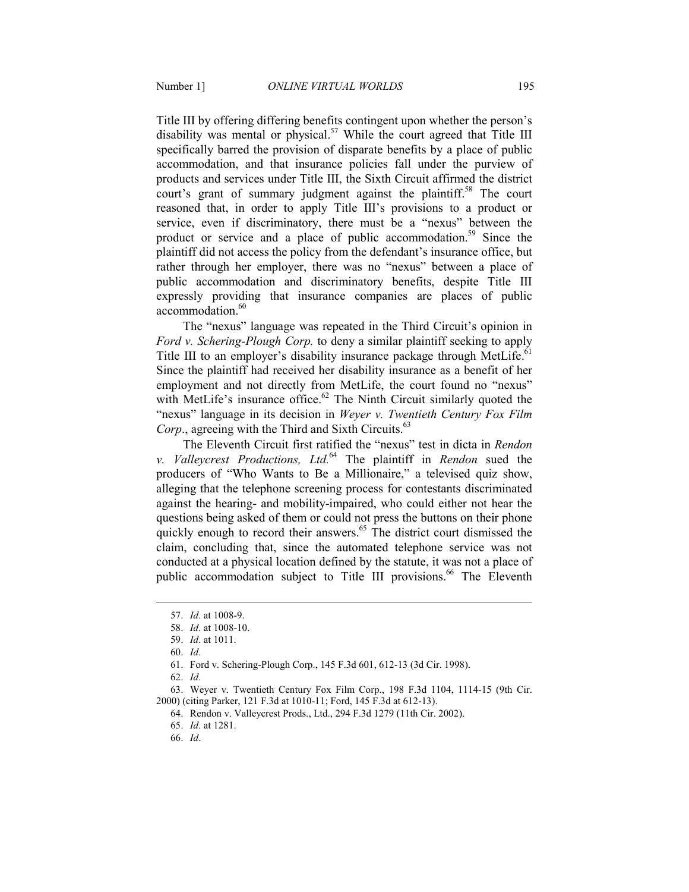Title III by offering differing benefits contingent upon whether the person's disability was mental or physical.[57] While the court agreed that Title III specifically barred the provision of disparate benefits by a place of public accommodation, and that insurance policies fall under the purview of products and services under Title III, the Sixth Circuit affirmed the district court's grant of summary judgment against the plaintiff.[58] The court reasoned that, in order to apply Title III's provisions to a product or service, even if discriminatory, there must be a "nexus" between the product or service and a place of public accommodation.[59] Since the plaintiff did not access the policy from the defendant's insurance office, but rather through her employer, there was no "nexus" between a place of public accommodation and discriminatory benefits, despite Title III expressly providing that insurance companies are places of public accommodation.[60]

The "nexus" language was repeated in the Third Circuit's opinion in *Ford v. Schering-Plough Corp.* to deny a similar plaintiff seeking to apply Title III to an employer's disability insurance package through MetLife.[61] Since the plaintiff had received her disability insurance as a benefit of her employment and not directly from MetLife, the court found no "nexus" with MetLife's insurance office.[62] The Ninth Circuit similarly quoted the "nexus" language in its decision in *Weyer v. Twentieth Century Fox Film Corp.*, agreeing with the Third and Sixth Circuits.[63]

The Eleventh Circuit first ratified the "nexus" test in dicta in *Rendon v. Valleycrest Productions, Ltd.*[64] The plaintiff in *Rendon* sued the producers of "Who Wants to Be a Millionaire," a televised quiz show, alleging that the telephone screening process for contestants discriminated against the hearing- and mobility-impaired, who could either not hear the questions being asked of them or could not press the buttons on their phone quickly enough to record their answers.[65] The district court dismissed the claim, concluding that, since the automated telephone service was not conducted at a physical location defined by the statute, it was not a place of public accommodation subject to Title III provisions.[66] The Eleventh

---

57. *Id.* at 1008-9.

58. *Id.* at 1008-10.

59. *Id.* at 1011.

60. *Id.*

61. Ford v. Schering-Plough Corp., 145 F.3d 601, 612-13 (3d Cir. 1998).

62. *Id.*

63. Weyer v. Twentieth Century Fox Film Corp., 198 F.3d 1104, 1114-15 (9th Cir. 2000) (citing Parker, 121 F.3d at 1010-11; Ford, 145 F.3d at 612-13).

64. Rendon v. Valleycrest Prods., Ltd., 294 F.3d 1279 (11th Cir. 2002).

65. *Id.* at 1281.

66. *Id*.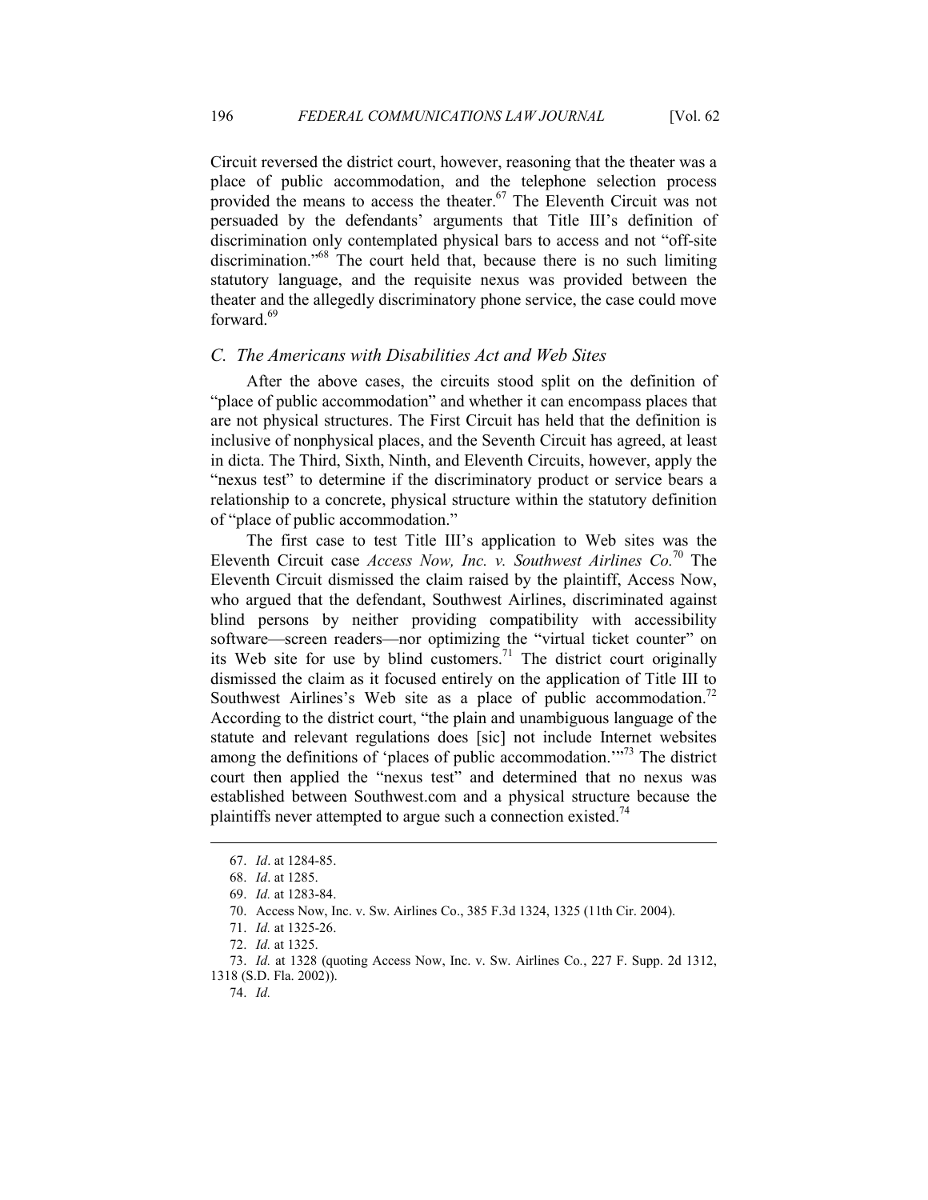Circuit reversed the district court, however, reasoning that the theater was a place of public accommodation, and the telephone selection process provided the means to access the theater.[67] The Eleventh Circuit was not persuaded by the defendants' arguments that Title III's definition of discrimination only contemplated physical bars to access and not "off-site discrimination."[68] The court held that, because there is no such limiting statutory language, and the requisite nexus was provided between the theater and the allegedly discriminatory phone service, the case could move forward.[69]

### *C. The Americans with Disabilities Act and Web Sites*

After the above cases, the circuits stood split on the definition of "place of public accommodation" and whether it can encompass places that are not physical structures. The First Circuit has held that the definition is inclusive of nonphysical places, and the Seventh Circuit has agreed, at least in dicta. The Third, Sixth, Ninth, and Eleventh Circuits, however, apply the "nexus test" to determine if the discriminatory product or service bears a relationship to a concrete, physical structure within the statutory definition of "place of public accommodation."

The first case to test Title III's application to Web sites was the Eleventh Circuit case *Access Now, Inc. v. Southwest Airlines Co.*[70] The Eleventh Circuit dismissed the claim raised by the plaintiff, Access Now, who argued that the defendant, Southwest Airlines, discriminated against blind persons by neither providing compatibility with accessibility software—screen readers—nor optimizing the "virtual ticket counter" on its Web site for use by blind customers.[71] The district court originally dismissed the claim as it focused entirely on the application of Title III to Southwest Airlines's Web site as a place of public accommodation.[72] According to the district court, "the plain and unambiguous language of the statute and relevant regulations does [sic] not include Internet websites among the definitions of 'places of public accommodation.'"[73] The district court then applied the "nexus test" and determined that no nexus was established between Southwest.com and a physical structure because the plaintiffs never attempted to argue such a connection existed.[74]

---

67. *Id*. at 1284-85.

68. *Id*. at 1285.

69. *Id.* at 1283-84.

70. Access Now, Inc. v. Sw. Airlines Co., 385 F.3d 1324, 1325 (11th Cir. 2004).

71. *Id.* at 1325-26.

72. *Id.* at 1325.

73. *Id.* at 1328 (quoting Access Now, Inc. v. Sw. Airlines Co., 227 F. Supp. 2d 1312, 1318 (S.D. Fla. 2002)).

74. *Id.*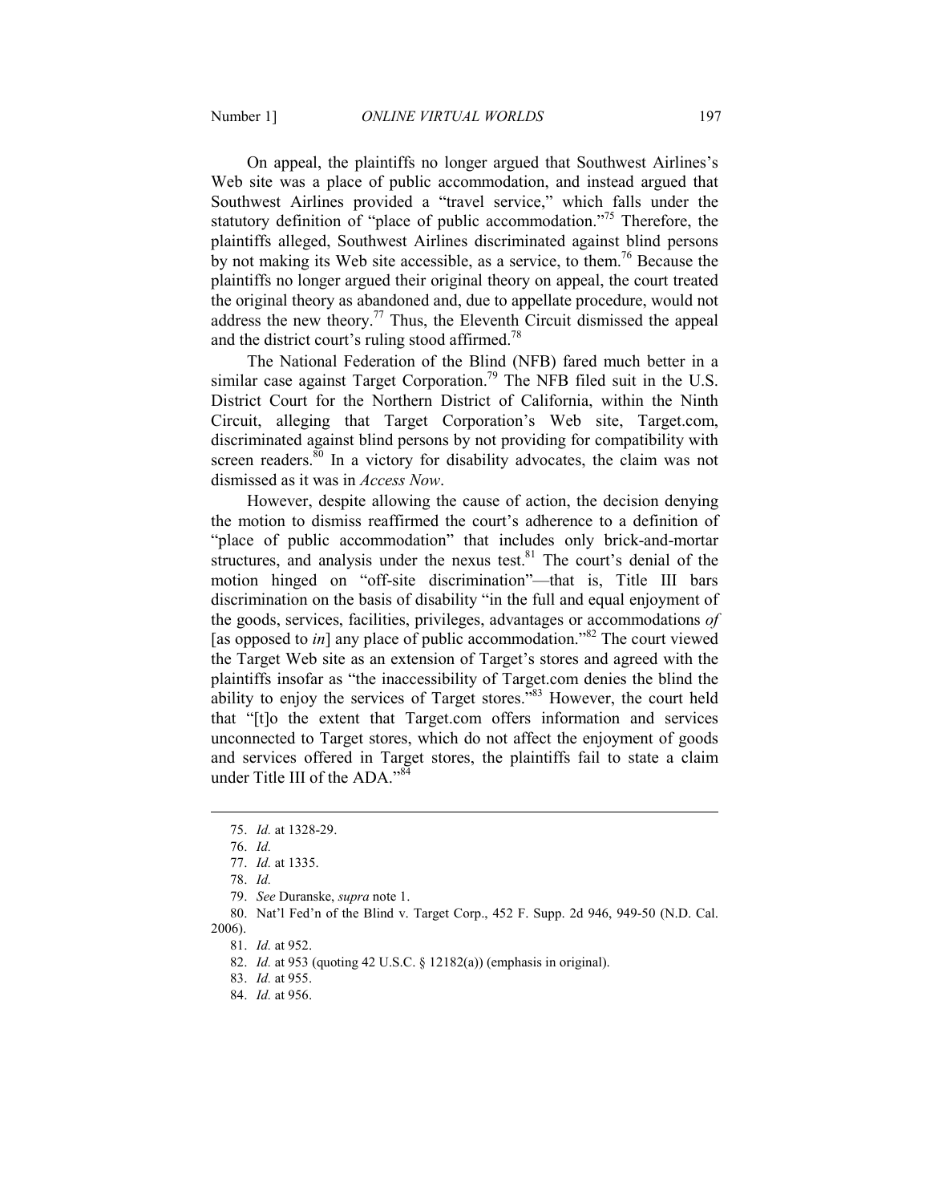On appeal, the plaintiffs no longer argued that Southwest Airlines's Web site was a place of public accommodation, and instead argued that Southwest Airlines provided a "travel service," which falls under the statutory definition of "place of public accommodation."[75] Therefore, the plaintiffs alleged, Southwest Airlines discriminated against blind persons by not making its Web site accessible, as a service, to them.[76] Because the plaintiffs no longer argued their original theory on appeal, the court treated the original theory as abandoned and, due to appellate procedure, would not address the new theory.[77] Thus, the Eleventh Circuit dismissed the appeal and the district court's ruling stood affirmed.[78]

The National Federation of the Blind (NFB) fared much better in a similar case against Target Corporation.[79] The NFB filed suit in the U.S. District Court for the Northern District of California, within the Ninth Circuit, alleging that Target Corporation's Web site, Target.com, discriminated against blind persons by not providing for compatibility with screen readers.[80] In a victory for disability advocates, the claim was not dismissed as it was in *Access Now*.

However, despite allowing the cause of action, the decision denying the motion to dismiss reaffirmed the court's adherence to a definition of "place of public accommodation" that includes only brick-and-mortar structures, and analysis under the nexus test.[81] The court's denial of the motion hinged on "off-site discrimination"—that is, Title III bars discrimination on the basis of disability "in the full and equal enjoyment of the goods, services, facilities, privileges, advantages or accommodations *of* [as opposed to *in*] any place of public accommodation."[82] The court viewed the Target Web site as an extension of Target's stores and agreed with the plaintiffs insofar as "the inaccessibility of Target.com denies the blind the ability to enjoy the services of Target stores."[83] However, the court held that "[t]o the extent that Target.com offers information and services unconnected to Target stores, which do not affect the enjoyment of goods and services offered in Target stores, the plaintiffs fail to state a claim under Title III of the ADA."[84]

---

75. *Id.* at 1328-29.

76. *Id.*

77. *Id.* at 1335.

78. *Id.*

79. *See* Duranske, *supra* note 1.

80. Nat'l Fed'n of the Blind v. Target Corp., 452 F. Supp. 2d 946, 949-50 (N.D. Cal. 2006).

81. *Id.* at 952.

82. *Id.* at 953 (quoting 42 U.S.C. § 12182(a)) (emphasis in original).

83. *Id.* at 955.

84. *Id.* at 956.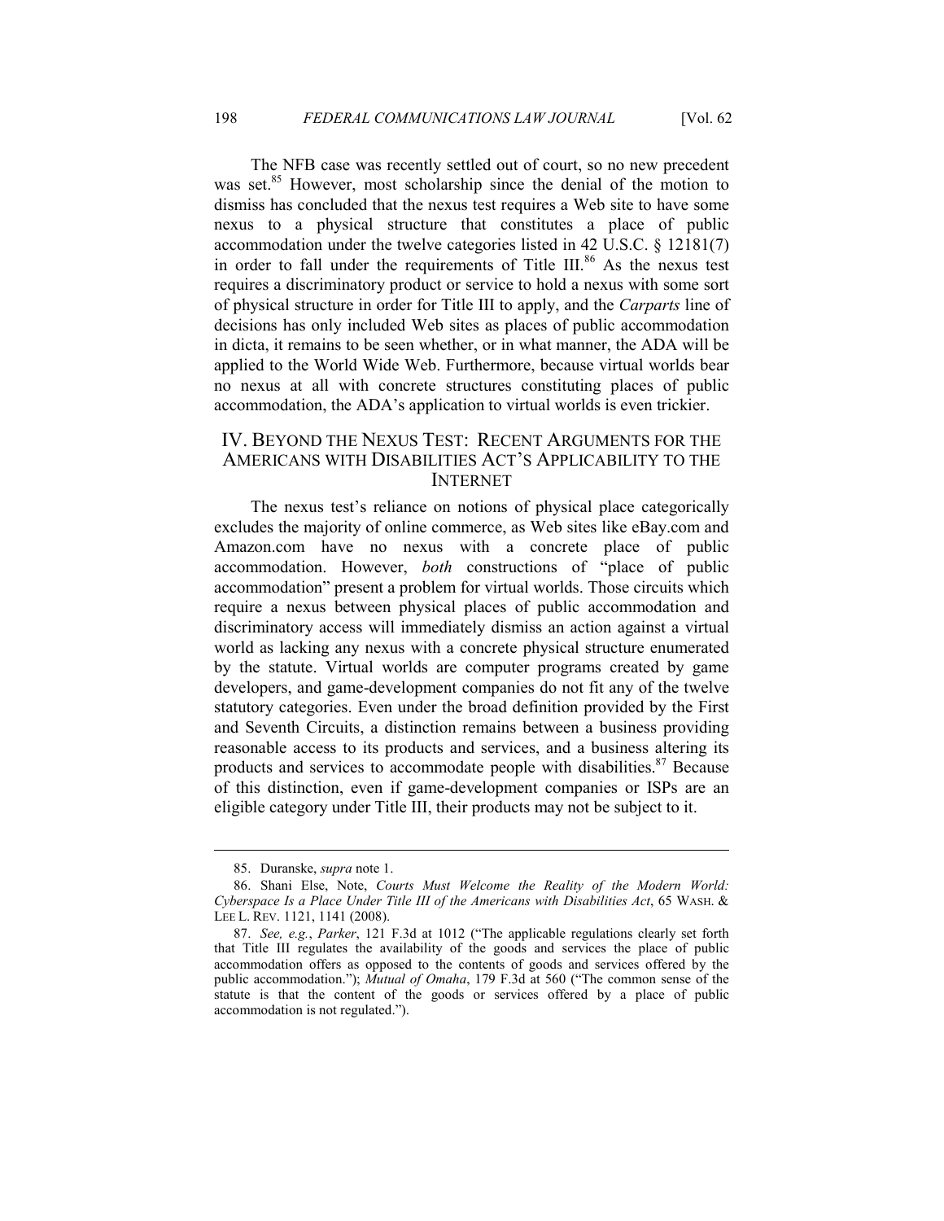The NFB case was recently settled out of court, so no new precedent was set.[85] However, most scholarship since the denial of the motion to dismiss has concluded that the nexus test requires a Web site to have some nexus to a physical structure that constitutes a place of public accommodation under the twelve categories listed in 42 U.S.C. § 12181(7) in order to fall under the requirements of Title III.[86] As the nexus test requires a discriminatory product or service to hold a nexus with some sort of physical structure in order for Title III to apply, and the *Carparts* line of decisions has only included Web sites as places of public accommodation in dicta, it remains to be seen whether, or in what manner, the ADA will be applied to the World Wide Web. Furthermore, because virtual worlds bear no nexus at all with concrete structures constituting places of public accommodation, the ADA's application to virtual worlds is even trickier.

## IV. Beyond the Nexus Test: Recent Arguments for the Americans with Disabilities Act's Applicability to the Internet

The nexus test's reliance on notions of physical place categorically excludes the majority of online commerce, as Web sites like eBay.com and Amazon.com have no nexus with a concrete place of public accommodation. However, *both* constructions of "place of public accommodation" present a problem for virtual worlds. Those circuits which require a nexus between physical places of public accommodation and discriminatory access will immediately dismiss an action against a virtual world as lacking any nexus with a concrete physical structure enumerated by the statute. Virtual worlds are computer programs created by game developers, and game-development companies do not fit any of the twelve statutory categories. Even under the broad definition provided by the First and Seventh Circuits, a distinction remains between a business providing reasonable access to its products and services, and a business altering its products and services to accommodate people with disabilities.[87] Because of this distinction, even if game-development companies or ISPs are an eligible category under Title III, their products may not be subject to it.

---

85. Duranske, *supra* note 1.

86. Shani Else, Note, *Courts Must Welcome the Reality of the Modern World: Cyberspace Is a Place Under Title III of the Americans with Disabilities Act*, 65 Wash. & Lee L. Rev. 1121, 1141 (2008).

87. *See, e.g.*, *Parker*, 121 F.3d at 1012 ("The applicable regulations clearly set forth that Title III regulates the availability of the goods and services the place of public accommodation offers as opposed to the contents of goods and services offered by the public accommodation."); *Mutual of Omaha*, 179 F.3d at 560 ("The common sense of the statute is that the content of the goods or services offered by a place of public accommodation is not regulated.").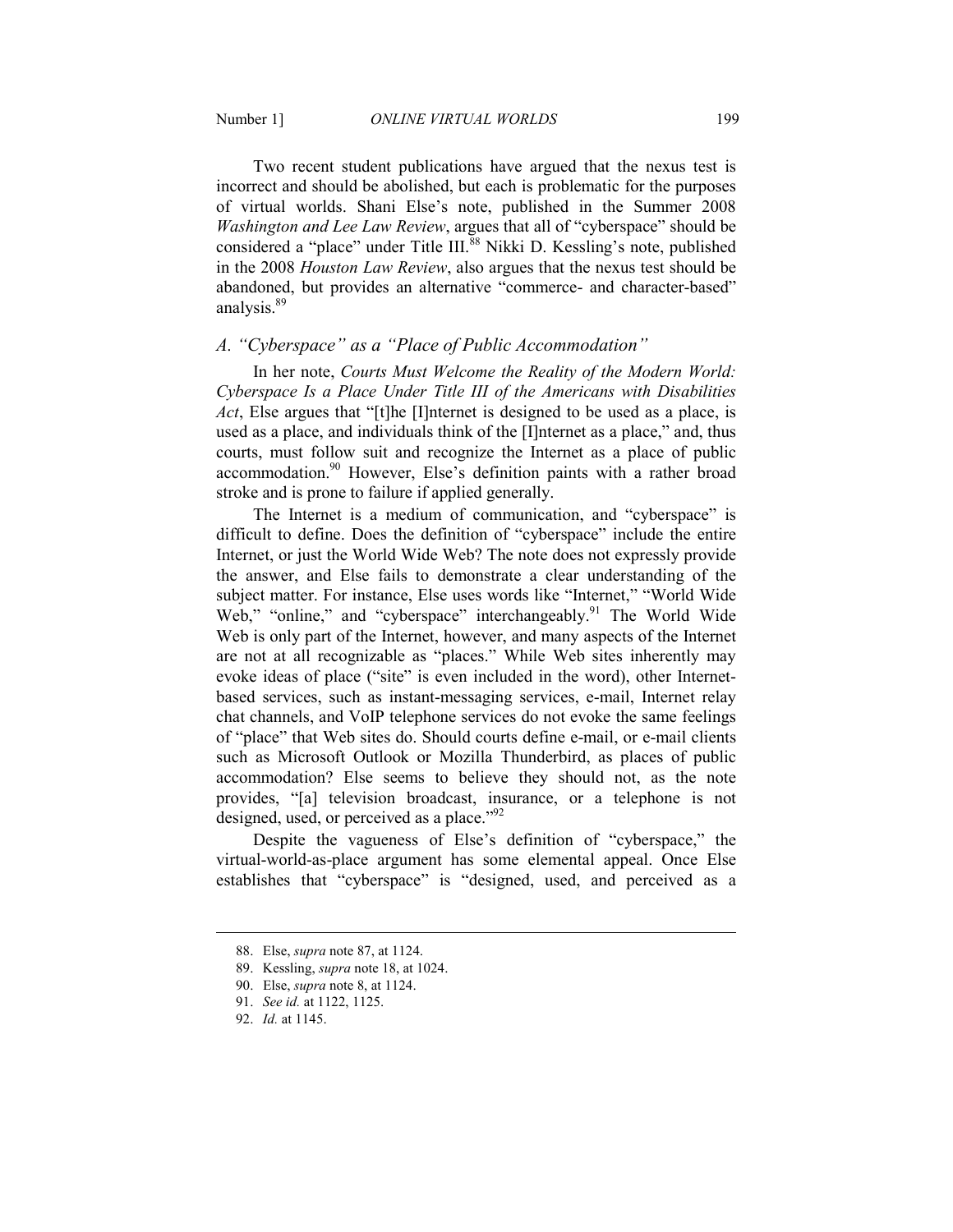Two recent student publications have argued that the nexus test is incorrect and should be abolished, but each is problematic for the purposes of virtual worlds. Shani Else's note, published in the Summer 2008 *Washington and Lee Law Review*, argues that all of "cyberspace" should be considered a "place" under Title III.[88] Nikki D. Kessling's note, published in the 2008 *Houston Law Review*, also argues that the nexus test should be abandoned, but provides an alternative "commerce- and character-based" analysis.[89]

### *A. "Cyberspace" as a "Place of Public Accommodation"*

In her note, *Courts Must Welcome the Reality of the Modern World: Cyberspace Is a Place Under Title III of the Americans with Disabilities Act*, Else argues that "[t]he [I]nternet is designed to be used as a place, is used as a place, and individuals think of the [I]nternet as a place," and, thus courts, must follow suit and recognize the Internet as a place of public accommodation.[90] However, Else's definition paints with a rather broad stroke and is prone to failure if applied generally.

The Internet is a medium of communication, and "cyberspace" is difficult to define. Does the definition of "cyberspace" include the entire Internet, or just the World Wide Web? The note does not expressly provide the answer, and Else fails to demonstrate a clear understanding of the subject matter. For instance, Else uses words like "Internet," "World Wide Web," "online," and "cyberspace" interchangeably.[91] The World Wide Web is only part of the Internet, however, and many aspects of the Internet are not at all recognizable as "places." While Web sites inherently may evoke ideas of place ("site" is even included in the word), other Internet-based services, such as instant-messaging services, e-mail, Internet relay chat channels, and VoIP telephone services do not evoke the same feelings of "place" that Web sites do. Should courts define e-mail, or e-mail clients such as Microsoft Outlook or Mozilla Thunderbird, as places of public accommodation? Else seems to believe they should not, as the note provides, "[a] television broadcast, insurance, or a telephone is not designed, used, or perceived as a place."[92]

Despite the vagueness of Else's definition of "cyberspace," the virtual-world-as-place argument has some elemental appeal. Once Else establishes that "cyberspace" is "designed, used, and perceived as a

---

88. Else, *supra* note 87, at 1124.

89. Kessling, *supra* note 18, at 1024.

90. Else, *supra* note 8, at 1124.

91. *See id.* at 1122, 1125.

92. *Id.* at 1145.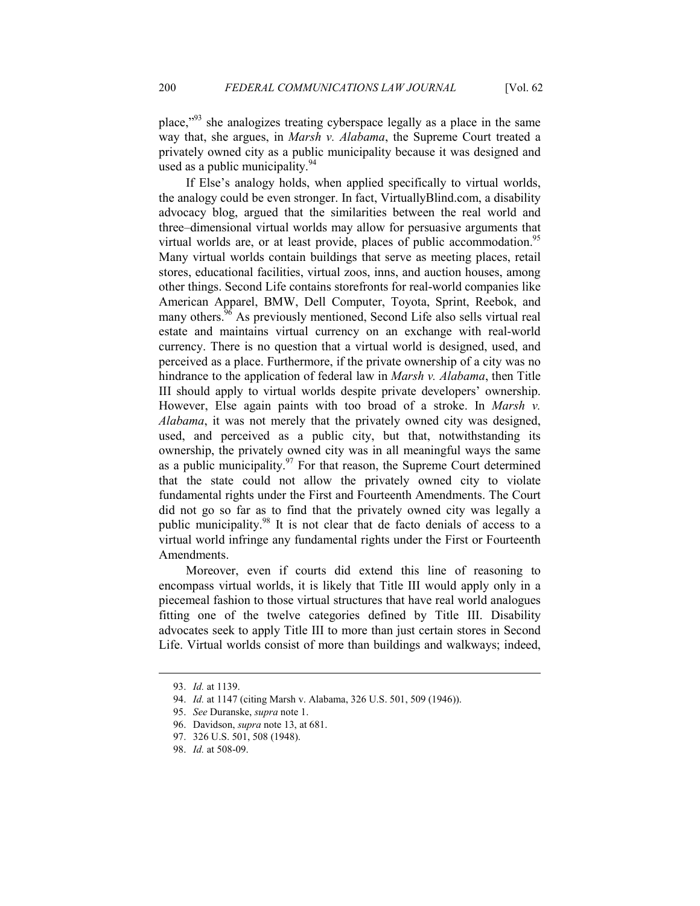place,"[93] she analogizes treating cyberspace legally as a place in the same way that, she argues, in *Marsh v. Alabama*, the Supreme Court treated a privately owned city as a public municipality because it was designed and used as a public municipality.[94]

If Else's analogy holds, when applied specifically to virtual worlds, the analogy could be even stronger. In fact, VirtuallyBlind.com, a disability advocacy blog, argued that the similarities between the real world and three–dimensional virtual worlds may allow for persuasive arguments that virtual worlds are, or at least provide, places of public accommodation.[95] Many virtual worlds contain buildings that serve as meeting places, retail stores, educational facilities, virtual zoos, inns, and auction houses, among other things. Second Life contains storefronts for real-world companies like American Apparel, BMW, Dell Computer, Toyota, Sprint, Reebok, and many others.[96] As previously mentioned, Second Life also sells virtual real estate and maintains virtual currency on an exchange with real-world currency. There is no question that a virtual world is designed, used, and perceived as a place. Furthermore, if the private ownership of a city was no hindrance to the application of federal law in *Marsh v. Alabama*, then Title III should apply to virtual worlds despite private developers' ownership. However, Else again paints with too broad of a stroke. In *Marsh v. Alabama*, it was not merely that the privately owned city was designed, used, and perceived as a public city, but that, notwithstanding its ownership, the privately owned city was in all meaningful ways the same as a public municipality.[97] For that reason, the Supreme Court determined that the state could not allow the privately owned city to violate fundamental rights under the First and Fourteenth Amendments. The Court did not go so far as to find that the privately owned city was legally a public municipality.[98] It is not clear that de facto denials of access to a virtual world infringe any fundamental rights under the First or Fourteenth Amendments.

Moreover, even if courts did extend this line of reasoning to encompass virtual worlds, it is likely that Title III would apply only in a piecemeal fashion to those virtual structures that have real world analogues fitting one of the twelve categories defined by Title III. Disability advocates seek to apply Title III to more than just certain stores in Second Life. Virtual worlds consist of more than buildings and walkways; indeed,

---

93. *Id.* at 1139.

94. *Id.* at 1147 (citing Marsh v. Alabama, 326 U.S. 501, 509 (1946)).

95. *See* Duranske, *supra* note 1.

96. Davidson, *supra* note 13, at 681.

97. 326 U.S. 501, 508 (1948).

98. *Id.* at 508-09.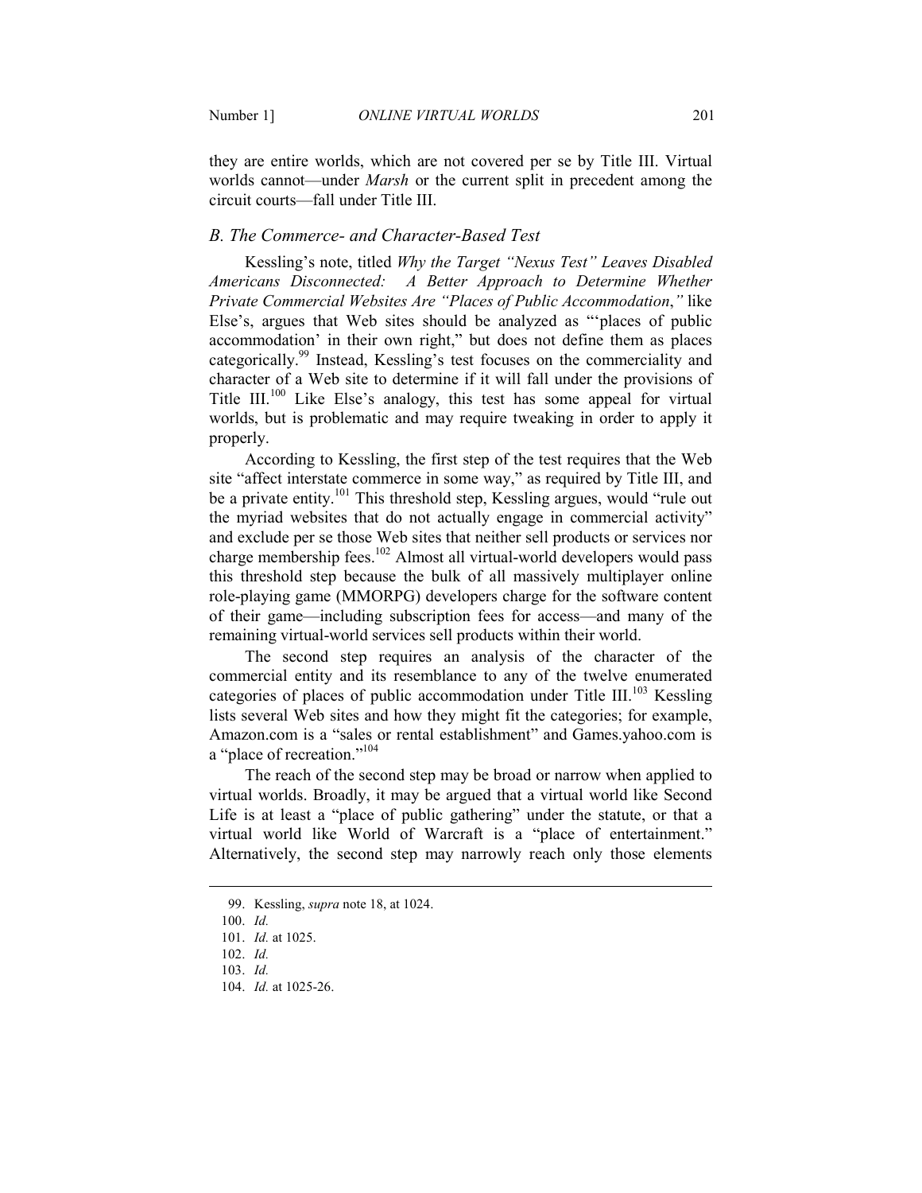they are entire worlds, which are not covered per se by Title III. Virtual worlds cannot—under *Marsh* or the current split in precedent among the circuit courts—fall under Title III.

### *B. The Commerce- and Character-Based Test*

Kessling's note, titled *Why the Target "Nexus Test" Leaves Disabled Americans Disconnected: A Better Approach to Determine Whether Private Commercial Websites Are "Places of Public Accommodation*,*"* like Else's, argues that Web sites should be analyzed as "'places of public accommodation' in their own right," but does not define them as places categorically.[99] Instead, Kessling's test focuses on the commerciality and character of a Web site to determine if it will fall under the provisions of Title III.[100] Like Else's analogy, this test has some appeal for virtual worlds, but is problematic and may require tweaking in order to apply it properly.

According to Kessling, the first step of the test requires that the Web site "affect interstate commerce in some way," as required by Title III, and be a private entity.[101] This threshold step, Kessling argues, would "rule out the myriad websites that do not actually engage in commercial activity" and exclude per se those Web sites that neither sell products or services nor charge membership fees.[102] Almost all virtual-world developers would pass this threshold step because the bulk of all massively multiplayer online role-playing game (MMORPG) developers charge for the software content of their game—including subscription fees for access—and many of the remaining virtual-world services sell products within their world.

The second step requires an analysis of the character of the commercial entity and its resemblance to any of the twelve enumerated categories of places of public accommodation under Title III.[103] Kessling lists several Web sites and how they might fit the categories; for example, Amazon.com is a "sales or rental establishment" and Games.yahoo.com is a "place of recreation."[104]

The reach of the second step may be broad or narrow when applied to virtual worlds. Broadly, it may be argued that a virtual world like Second Life is at least a "place of public gathering" under the statute, or that a virtual world like World of Warcraft is a "place of entertainment." Alternatively, the second step may narrowly reach only those elements

---

99. Kessling, *supra* note 18, at 1024.

100. *Id.*

101. *Id.* at 1025.

102. *Id.*

103. *Id.*

104. *Id.* at 1025-26.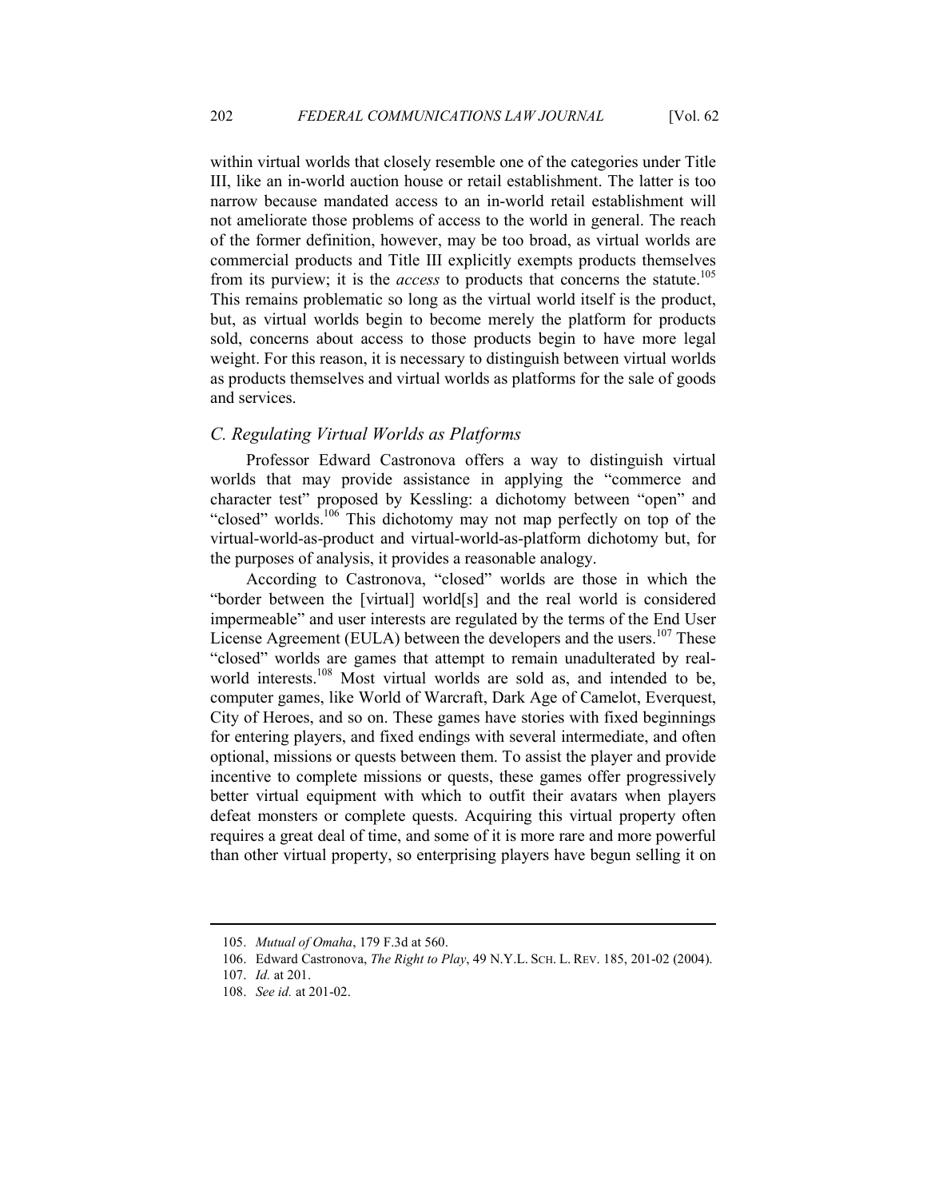within virtual worlds that closely resemble one of the categories under Title III, like an in-world auction house or retail establishment. The latter is too narrow because mandated access to an in-world retail establishment will not ameliorate those problems of access to the world in general. The reach of the former definition, however, may be too broad, as virtual worlds are commercial products and Title III explicitly exempts products themselves from its purview; it is the *access* to products that concerns the statute.[105] This remains problematic so long as the virtual world itself is the product, but, as virtual worlds begin to become merely the platform for products sold, concerns about access to those products begin to have more legal weight. For this reason, it is necessary to distinguish between virtual worlds as products themselves and virtual worlds as platforms for the sale of goods and services.

### *C. Regulating Virtual Worlds as Platforms*

Professor Edward Castronova offers a way to distinguish virtual worlds that may provide assistance in applying the "commerce and character test" proposed by Kessling: a dichotomy between "open" and "closed" worlds.[106] This dichotomy may not map perfectly on top of the virtual-world-as-product and virtual-world-as-platform dichotomy but, for the purposes of analysis, it provides a reasonable analogy.

According to Castronova, "closed" worlds are those in which the "border between the [virtual] world[s] and the real world is considered impermeable" and user interests are regulated by the terms of the End User License Agreement (EULA) between the developers and the users.[107] These "closed" worlds are games that attempt to remain unadulterated by real-world interests.[108] Most virtual worlds are sold as, and intended to be, computer games, like World of Warcraft, Dark Age of Camelot, Everquest, City of Heroes, and so on. These games have stories with fixed beginnings for entering players, and fixed endings with several intermediate, and often optional, missions or quests between them. To assist the player and provide incentive to complete missions or quests, these games offer progressively better virtual equipment with which to outfit their avatars when players defeat monsters or complete quests. Acquiring this virtual property often requires a great deal of time, and some of it is more rare and more powerful than other virtual property, so enterprising players have begun selling it on

---

105. *Mutual of Omaha*, 179 F.3d at 560.

106. Edward Castronova, *The Right to Play*, 49 N.Y.L. SCH. L. REV. 185, 201-02 (2004).

107. *Id.* at 201.

108. *See id.* at 201-02.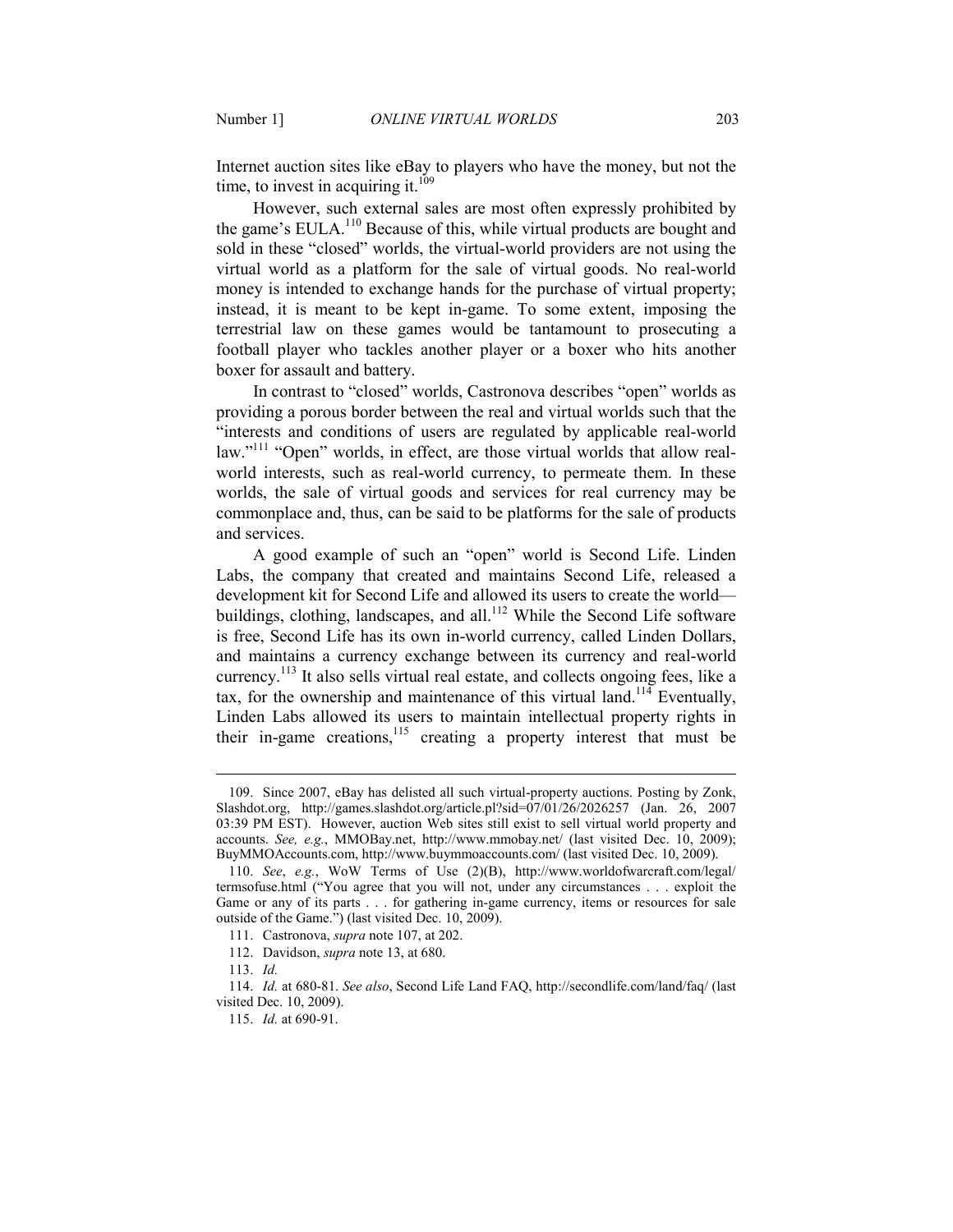Internet auction sites like eBay to players who have the money, but not the time, to invest in acquiring it.[109]

However, such external sales are most often expressly prohibited by the game's EULA.[110] Because of this, while virtual products are bought and sold in these "closed" worlds, the virtual-world providers are not using the virtual world as a platform for the sale of virtual goods. No real-world money is intended to exchange hands for the purchase of virtual property; instead, it is meant to be kept in-game. To some extent, imposing the terrestrial law on these games would be tantamount to prosecuting a football player who tackles another player or a boxer who hits another boxer for assault and battery.

In contrast to "closed" worlds, Castronova describes "open" worlds as providing a porous border between the real and virtual worlds such that the "interests and conditions of users are regulated by applicable real-world law."[111] "Open" worlds, in effect, are those virtual worlds that allow real-world interests, such as real-world currency, to permeate them. In these worlds, the sale of virtual goods and services for real currency may be commonplace and, thus, can be said to be platforms for the sale of products and services.

A good example of such an "open" world is Second Life. Linden Labs, the company that created and maintains Second Life, released a development kit for Second Life and allowed its users to create the world—buildings, clothing, landscapes, and all.[112] While the Second Life software is free, Second Life has its own in-world currency, called Linden Dollars, and maintains a currency exchange between its currency and real-world currency.[113] It also sells virtual real estate, and collects ongoing fees, like a tax, for the ownership and maintenance of this virtual land.[114] Eventually, Linden Labs allowed its users to maintain intellectual property rights in their in-game creations,[115] creating a property interest that must be

---

109. Since 2007, eBay has delisted all such virtual-property auctions. Posting by Zonk, Slashdot.org, http://games.slashdot.org/article.pl?sid=07/01/26/2026257 (Jan. 26, 2007 03:39 PM EST). However, auction Web sites still exist to sell virtual world property and accounts. *See, e.g.*, MMOBay.net, http://www.mmobay.net/ (last visited Dec. 10, 2009); BuyMMOAccounts.com, http://www.buymmoaccounts.com/ (last visited Dec. 10, 2009).

110. *See*, *e.g.*, WoW Terms of Use (2)(B), http://www.worldofwarcraft.com/legal/termsofuse.html ("You agree that you will not, under any circumstances . . . exploit the Game or any of its parts . . . for gathering in-game currency, items or resources for sale outside of the Game.") (last visited Dec. 10, 2009).

111. Castronova, *supra* note 107, at 202.

112. Davidson, *supra* note 13, at 680.

113. *Id.*

114. *Id.* at 680-81. *See also*, Second Life Land FAQ, http://secondlife.com/land/faq/ (last visited Dec. 10, 2009).

115. *Id.* at 690-91.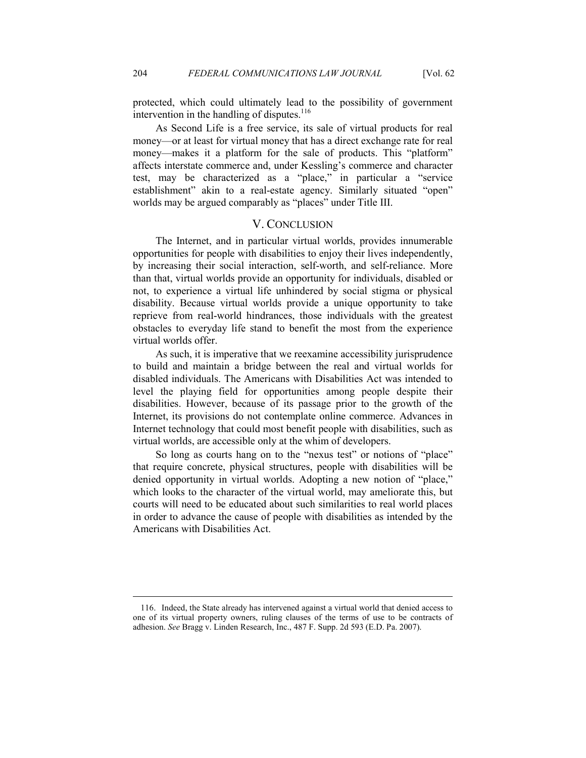protected, which could ultimately lead to the possibility of government intervention in the handling of disputes.[116]

As Second Life is a free service, its sale of virtual products for real money—or at least for virtual money that has a direct exchange rate for real money—makes it a platform for the sale of products. This "platform" affects interstate commerce and, under Kessling's commerce and character test, may be characterized as a "place," in particular a "service establishment" akin to a real-estate agency. Similarly situated "open" worlds may be argued comparably as "places" under Title III.

## V. CONCLUSION

The Internet, and in particular virtual worlds, provides innumerable opportunities for people with disabilities to enjoy their lives independently, by increasing their social interaction, self-worth, and self-reliance. More than that, virtual worlds provide an opportunity for individuals, disabled or not, to experience a virtual life unhindered by social stigma or physical disability. Because virtual worlds provide a unique opportunity to take reprieve from real-world hindrances, those individuals with the greatest obstacles to everyday life stand to benefit the most from the experience virtual worlds offer.

As such, it is imperative that we reexamine accessibility jurisprudence to build and maintain a bridge between the real and virtual worlds for disabled individuals. The Americans with Disabilities Act was intended to level the playing field for opportunities among people despite their disabilities. However, because of its passage prior to the growth of the Internet, its provisions do not contemplate online commerce. Advances in Internet technology that could most benefit people with disabilities, such as virtual worlds, are accessible only at the whim of developers.

So long as courts hang on to the "nexus test" or notions of "place" that require concrete, physical structures, people with disabilities will be denied opportunity in virtual worlds. Adopting a new notion of "place," which looks to the character of the virtual world, may ameliorate this, but courts will need to be educated about such similarities to real world places in order to advance the cause of people with disabilities as intended by the Americans with Disabilities Act.

---

116. Indeed, the State already has intervened against a virtual world that denied access to one of its virtual property owners, ruling clauses of the terms of use to be contracts of adhesion. *See* Bragg v. Linden Research, Inc., 487 F. Supp. 2d 593 (E.D. Pa. 2007).